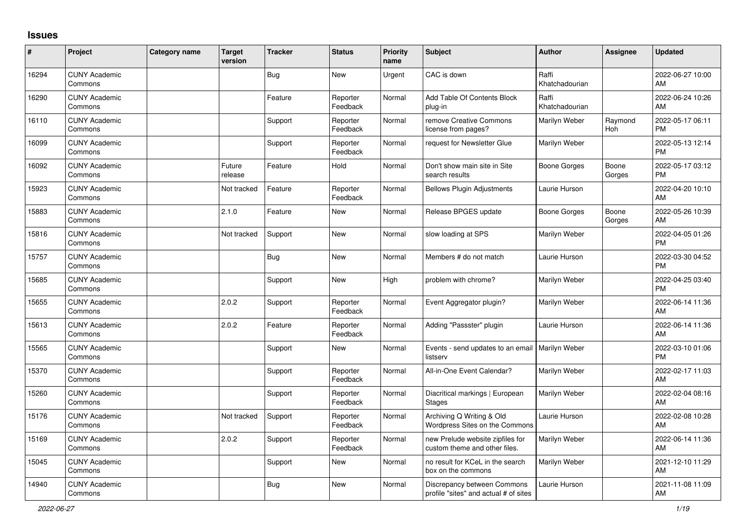# Issues

| # | Project | Category name | Target version | Tracker | Status | Priority name | Subject | Author | Assignee | Updated |
|---|---|---|---|---|---|---|---|---|---|---|
| 16294 | CUNY Academic Commons | | | Bug | New | Urgent | CAC is down | Raffi Khatchadourian | | 2022-06-27 10:00 AM |
| 16290 | CUNY Academic Commons | | | Feature | Reporter Feedback | Normal | Add Table Of Contents Block plug-in | Raffi Khatchadourian | | 2022-06-24 10:26 AM |
| 16110 | CUNY Academic Commons | | | Support | Reporter Feedback | Normal | remove Creative Commons license from pages? | Marilyn Weber | Raymond Hoh | 2022-05-17 06:11 PM |
| 16099 | CUNY Academic Commons | | | Support | Reporter Feedback | Normal | request for Newsletter Glue | Marilyn Weber | | 2022-05-13 12:14 PM |
| 16092 | CUNY Academic Commons | | Future release | Feature | Hold | Normal | Don't show main site in Site search results | Boone Gorges | Boone Gorges | 2022-05-17 03:12 PM |
| 15923 | CUNY Academic Commons | | Not tracked | Feature | Reporter Feedback | Normal | Bellows Plugin Adjustments | Laurie Hurson | | 2022-04-20 10:10 AM |
| 15883 | CUNY Academic Commons | | 2.1.0 | Feature | New | Normal | Release BPGES update | Boone Gorges | Boone Gorges | 2022-05-26 10:39 AM |
| 15816 | CUNY Academic Commons | | Not tracked | Support | New | Normal | slow loading at SPS | Marilyn Weber | | 2022-04-05 01:26 PM |
| 15757 | CUNY Academic Commons | | | Bug | New | Normal | Members # do not match | Laurie Hurson | | 2022-03-30 04:52 PM |
| 15685 | CUNY Academic Commons | | | Support | New | High | problem with chrome? | Marilyn Weber | | 2022-04-25 03:40 PM |
| 15655 | CUNY Academic Commons | | 2.0.2 | Support | Reporter Feedback | Normal | Event Aggregator plugin? | Marilyn Weber | | 2022-06-14 11:36 AM |
| 15613 | CUNY Academic Commons | | 2.0.2 | Feature | Reporter Feedback | Normal | Adding "Passster" plugin | Laurie Hurson | | 2022-06-14 11:36 AM |
| 15565 | CUNY Academic Commons | | | Support | New | Normal | Events - send updates to an email listserv | Marilyn Weber | | 2022-03-10 01:06 PM |
| 15370 | CUNY Academic Commons | | | Support | Reporter Feedback | Normal | All-in-One Event Calendar? | Marilyn Weber | | 2022-02-17 11:03 AM |
| 15260 | CUNY Academic Commons | | | Support | Reporter Feedback | Normal | Diacritical markings \| European Stages | Marilyn Weber | | 2022-02-04 08:16 AM |
| 15176 | CUNY Academic Commons | | Not tracked | Support | Reporter Feedback | Normal | Archiving Q Writing & Old Wordpress Sites on the Commons | Laurie Hurson | | 2022-02-08 10:28 AM |
| 15169 | CUNY Academic Commons | | 2.0.2 | Support | Reporter Feedback | Normal | new Prelude website zipfiles for custom theme and other files. | Marilyn Weber | | 2022-06-14 11:36 AM |
| 15045 | CUNY Academic Commons | | | Support | New | Normal | no result for KCeL in the search box on the commons | Marilyn Weber | | 2021-12-10 11:29 AM |
| 14940 | CUNY Academic Commons | | | Bug | New | Normal | Discrepancy between Commons profile "sites" and actual # of sites | Laurie Hurson | | 2021-11-08 11:09 AM |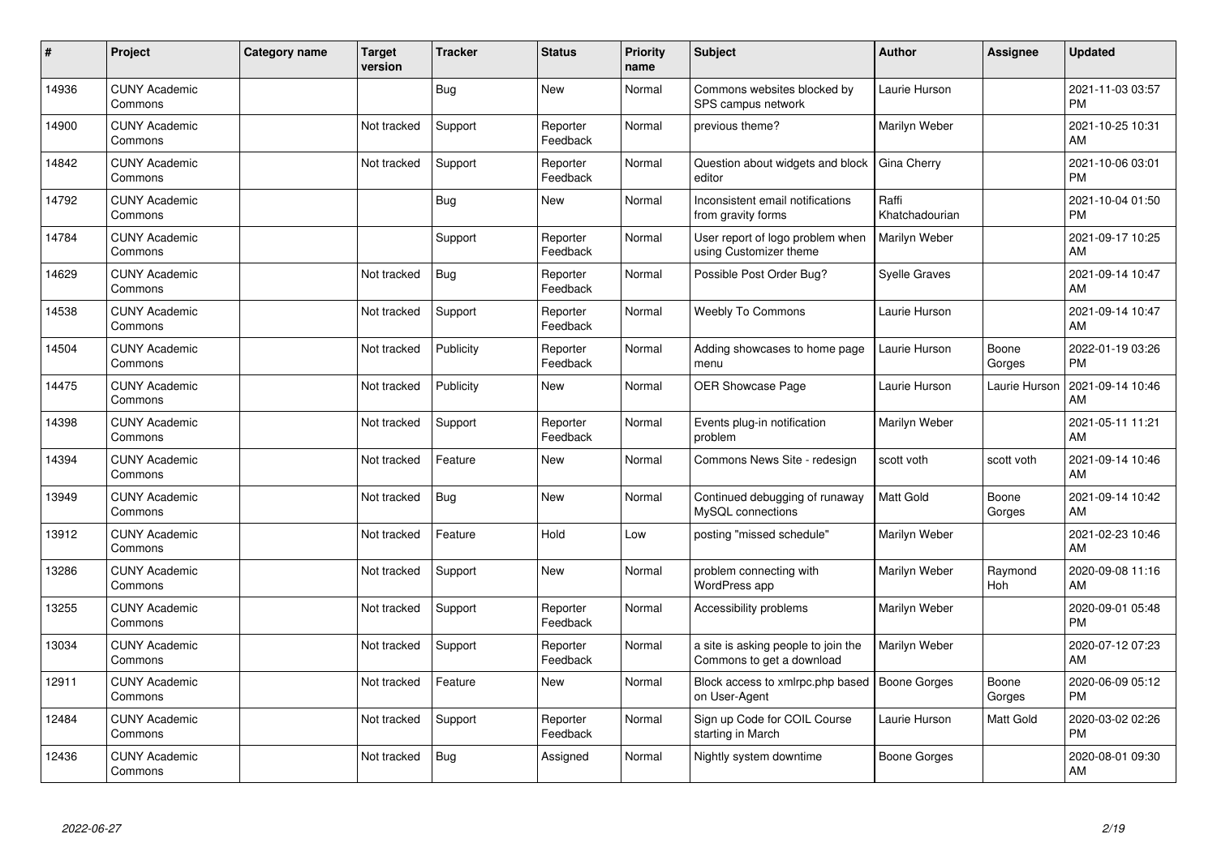| # | Project | Category name | Target version | Tracker | Status | Priority name | Subject | Author | Assignee | Updated |
|---|---|---|---|---|---|---|---|---|---|---|
| 14936 | CUNY Academic Commons | | | Bug | New | Normal | Commons websites blocked by SPS campus network | Laurie Hurson | | 2021-11-03 03:57 PM |
| 14900 | CUNY Academic Commons | | Not tracked | Support | Reporter Feedback | Normal | previous theme? | Marilyn Weber | | 2021-10-25 10:31 AM |
| 14842 | CUNY Academic Commons | | Not tracked | Support | Reporter Feedback | Normal | Question about widgets and block editor | Gina Cherry | | 2021-10-06 03:01 PM |
| 14792 | CUNY Academic Commons | | | Bug | New | Normal | Inconsistent email notifications from gravity forms | Raffi Khatchadourian | | 2021-10-04 01:50 PM |
| 14784 | CUNY Academic Commons | | | Support | Reporter Feedback | Normal | User report of logo problem when using Customizer theme | Marilyn Weber | | 2021-09-17 10:25 AM |
| 14629 | CUNY Academic Commons | | Not tracked | Bug | Reporter Feedback | Normal | Possible Post Order Bug? | Syelle Graves | | 2021-09-14 10:47 AM |
| 14538 | CUNY Academic Commons | | Not tracked | Support | Reporter Feedback | Normal | Weebly To Commons | Laurie Hurson | | 2021-09-14 10:47 AM |
| 14504 | CUNY Academic Commons | | Not tracked | Publicity | Reporter Feedback | Normal | Adding showcases to home page menu | Laurie Hurson | Boone Gorges | 2022-01-19 03:26 PM |
| 14475 | CUNY Academic Commons | | Not tracked | Publicity | New | Normal | OER Showcase Page | Laurie Hurson | Laurie Hurson | 2021-09-14 10:46 AM |
| 14398 | CUNY Academic Commons | | Not tracked | Support | Reporter Feedback | Normal | Events plug-in notification problem | Marilyn Weber | | 2021-05-11 11:21 AM |
| 14394 | CUNY Academic Commons | | Not tracked | Feature | New | Normal | Commons News Site - redesign | scott voth | scott voth | 2021-09-14 10:46 AM |
| 13949 | CUNY Academic Commons | | Not tracked | Bug | New | Normal | Continued debugging of runaway MySQL connections | Matt Gold | Boone Gorges | 2021-09-14 10:42 AM |
| 13912 | CUNY Academic Commons | | Not tracked | Feature | Hold | Low | posting "missed schedule" | Marilyn Weber | | 2021-02-23 10:46 AM |
| 13286 | CUNY Academic Commons | | Not tracked | Support | New | Normal | problem connecting with WordPress app | Marilyn Weber | Raymond Hoh | 2020-09-08 11:16 AM |
| 13255 | CUNY Academic Commons | | Not tracked | Support | Reporter Feedback | Normal | Accessibility problems | Marilyn Weber | | 2020-09-01 05:48 PM |
| 13034 | CUNY Academic Commons | | Not tracked | Support | Reporter Feedback | Normal | a site is asking people to join the Commons to get a download | Marilyn Weber | | 2020-07-12 07:23 AM |
| 12911 | CUNY Academic Commons | | Not tracked | Feature | New | Normal | Block access to xmlrpc.php based on User-Agent | Boone Gorges | Boone Gorges | 2020-06-09 05:12 PM |
| 12484 | CUNY Academic Commons | | Not tracked | Support | Reporter Feedback | Normal | Sign up Code for COIL Course starting in March | Laurie Hurson | Matt Gold | 2020-03-02 02:26 PM |
| 12436 | CUNY Academic Commons | | Not tracked | Bug | Assigned | Normal | Nightly system downtime | Boone Gorges | | 2020-08-01 09:30 AM |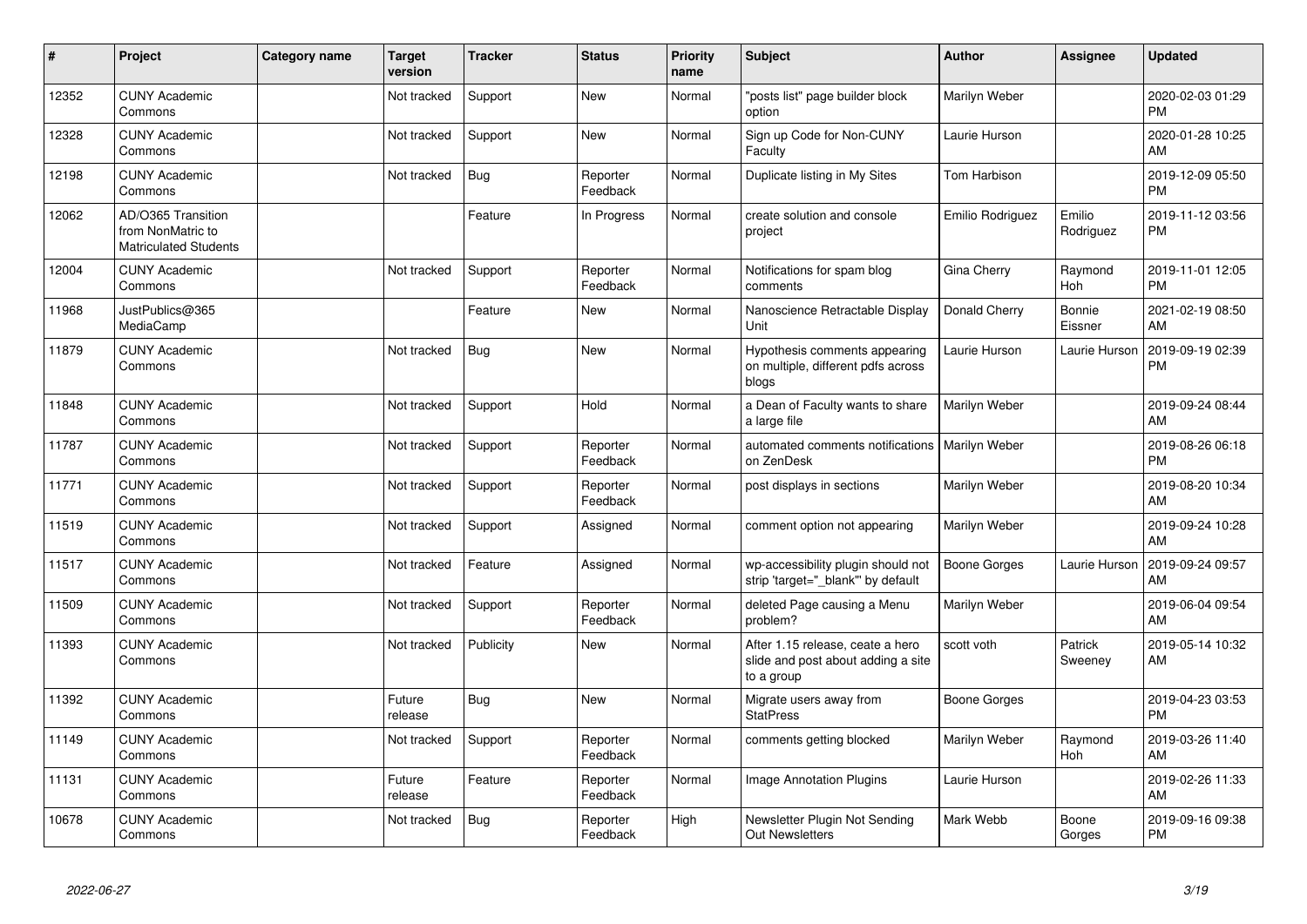| # | Project | Category name | Target version | Tracker | Status | Priority name | Subject | Author | Assignee | Updated |
|---|---|---|---|---|---|---|---|---|---|---|
| 12352 | CUNY Academic Commons | | Not tracked | Support | New | Normal | "posts list" page builder block option | Marilyn Weber | | 2020-02-03 01:29 PM |
| 12328 | CUNY Academic Commons | | Not tracked | Support | New | Normal | Sign up Code for Non-CUNY Faculty | Laurie Hurson | | 2020-01-28 10:25 AM |
| 12198 | CUNY Academic Commons | | Not tracked | Bug | Reporter Feedback | Normal | Duplicate listing in My Sites | Tom Harbison | | 2019-12-09 05:50 PM |
| 12062 | AD/O365 Transition from NonMatric to Matriculated Students | | | Feature | In Progress | Normal | create solution and console project | Emilio Rodriguez | Emilio Rodriguez | 2019-11-12 03:56 PM |
| 12004 | CUNY Academic Commons | | Not tracked | Support | Reporter Feedback | Normal | Notifications for spam blog comments | Gina Cherry | Raymond Hoh | 2019-11-01 12:05 PM |
| 11968 | JustPublics@365 MediaCamp | | | Feature | New | Normal | Nanoscience Retractable Display Unit | Donald Cherry | Bonnie Eissner | 2021-02-19 08:50 AM |
| 11879 | CUNY Academic Commons | | Not tracked | Bug | New | Normal | Hypothesis comments appearing on multiple, different pdfs across blogs | Laurie Hurson | Laurie Hurson | 2019-09-19 02:39 PM |
| 11848 | CUNY Academic Commons | | Not tracked | Support | Hold | Normal | a Dean of Faculty wants to share a large file | Marilyn Weber | | 2019-09-24 08:44 AM |
| 11787 | CUNY Academic Commons | | Not tracked | Support | Reporter Feedback | Normal | automated comments notifications on ZenDesk | Marilyn Weber | | 2019-08-26 06:18 PM |
| 11771 | CUNY Academic Commons | | Not tracked | Support | Reporter Feedback | Normal | post displays in sections | Marilyn Weber | | 2019-08-20 10:34 AM |
| 11519 | CUNY Academic Commons | | Not tracked | Support | Assigned | Normal | comment option not appearing | Marilyn Weber | | 2019-09-24 10:28 AM |
| 11517 | CUNY Academic Commons | | Not tracked | Feature | Assigned | Normal | wp-accessibility plugin should not strip 'target="_blank"' by default | Boone Gorges | Laurie Hurson | 2019-09-24 09:57 AM |
| 11509 | CUNY Academic Commons | | Not tracked | Support | Reporter Feedback | Normal | deleted Page causing a Menu problem? | Marilyn Weber | | 2019-06-04 09:54 AM |
| 11393 | CUNY Academic Commons | | Not tracked | Publicity | New | Normal | After 1.15 release, ceate a hero slide and post about adding a site to a group | scott voth | Patrick Sweeney | 2019-05-14 10:32 AM |
| 11392 | CUNY Academic Commons | | Future release | Bug | New | Normal | Migrate users away from StatPress | Boone Gorges | | 2019-04-23 03:53 PM |
| 11149 | CUNY Academic Commons | | Not tracked | Support | Reporter Feedback | Normal | comments getting blocked | Marilyn Weber | Raymond Hoh | 2019-03-26 11:40 AM |
| 11131 | CUNY Academic Commons | | Future release | Feature | Reporter Feedback | Normal | Image Annotation Plugins | Laurie Hurson | | 2019-02-26 11:33 AM |
| 10678 | CUNY Academic Commons | | Not tracked | Bug | Reporter Feedback | High | Newsletter Plugin Not Sending Out Newsletters | Mark Webb | Boone Gorges | 2019-09-16 09:38 PM |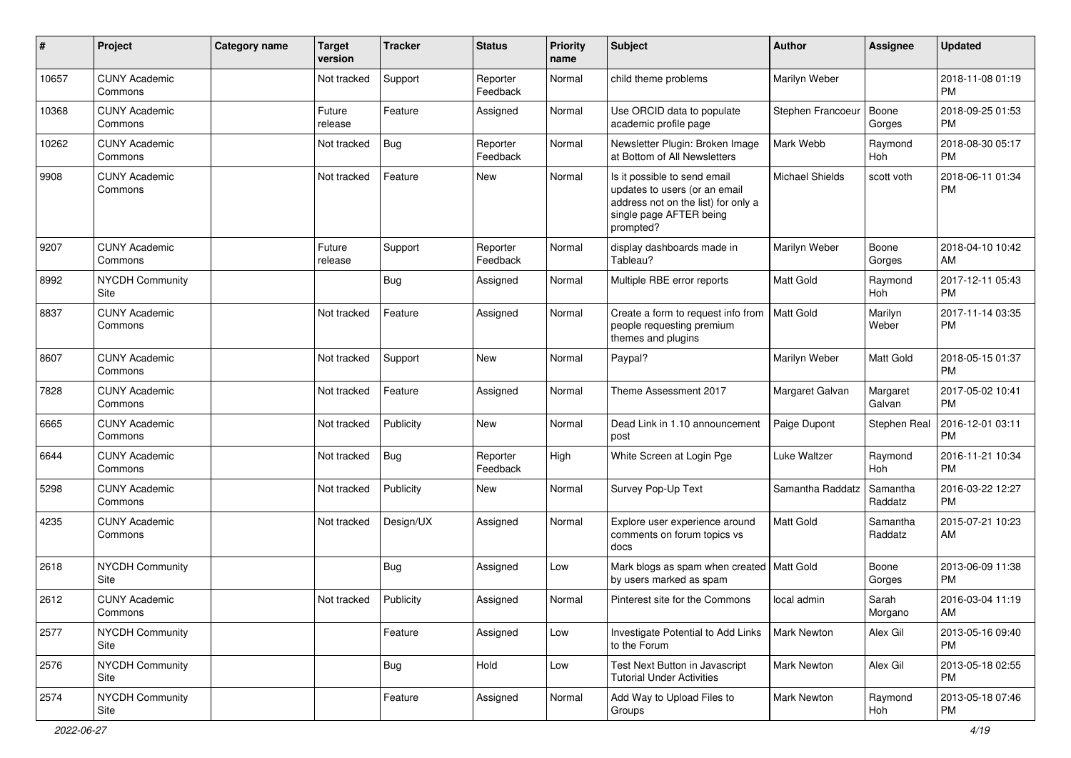| # | Project | Category name | Target version | Tracker | Status | Priority name | Subject | Author | Assignee | Updated |
|---|---|---|---|---|---|---|---|---|---|---|
| 10657 | CUNY Academic Commons | | Not tracked | Support | Reporter Feedback | Normal | child theme problems | Marilyn Weber | | 2018-11-08 01:19 PM |
| 10368 | CUNY Academic Commons | | Future release | Feature | Assigned | Normal | Use ORCID data to populate academic profile page | Stephen Francoeur | Boone Gorges | 2018-09-25 01:53 PM |
| 10262 | CUNY Academic Commons | | Not tracked | Bug | Reporter Feedback | Normal | Newsletter Plugin: Broken Image at Bottom of All Newsletters | Mark Webb | Raymond Hoh | 2018-08-30 05:17 PM |
| 9908 | CUNY Academic Commons | | Not tracked | Feature | New | Normal | Is it possible to send email updates to users (or an email address not on the list) for only a single page AFTER being prompted? | Michael Shields | scott voth | 2018-06-11 01:34 PM |
| 9207 | CUNY Academic Commons | | Future release | Support | Reporter Feedback | Normal | display dashboards made in Tableau? | Marilyn Weber | Boone Gorges | 2018-04-10 10:42 AM |
| 8992 | NYCDH Community Site | | | Bug | Assigned | Normal | Multiple RBE error reports | Matt Gold | Raymond Hoh | 2017-12-11 05:43 PM |
| 8837 | CUNY Academic Commons | | Not tracked | Feature | Assigned | Normal | Create a form to request info from people requesting premium themes and plugins | Matt Gold | Marilyn Weber | 2017-11-14 03:35 PM |
| 8607 | CUNY Academic Commons | | Not tracked | Support | New | Normal | Paypal? | Marilyn Weber | Matt Gold | 2018-05-15 01:37 PM |
| 7828 | CUNY Academic Commons | | Not tracked | Feature | Assigned | Normal | Theme Assessment 2017 | Margaret Galvan | Margaret Galvan | 2017-05-02 10:41 PM |
| 6665 | CUNY Academic Commons | | Not tracked | Publicity | New | Normal | Dead Link in 1.10 announcement post | Paige Dupont | Stephen Real | 2016-12-01 03:11 PM |
| 6644 | CUNY Academic Commons | | Not tracked | Bug | Reporter Feedback | High | White Screen at Login Pge | Luke Waltzer | Raymond Hoh | 2016-11-21 10:34 PM |
| 5298 | CUNY Academic Commons | | Not tracked | Publicity | New | Normal | Survey Pop-Up Text | Samantha Raddatz | Samantha Raddatz | 2016-03-22 12:27 PM |
| 4235 | CUNY Academic Commons | | Not tracked | Design/UX | Assigned | Normal | Explore user experience around comments on forum topics vs docs | Matt Gold | Samantha Raddatz | 2015-07-21 10:23 AM |
| 2618 | NYCDH Community Site | | | Bug | Assigned | Low | Mark blogs as spam when created by users marked as spam | Matt Gold | Boone Gorges | 2013-06-09 11:38 PM |
| 2612 | CUNY Academic Commons | | Not tracked | Publicity | Assigned | Normal | Pinterest site for the Commons | local admin | Sarah Morgano | 2016-03-04 11:19 AM |
| 2577 | NYCDH Community Site | | | Feature | Assigned | Low | Investigate Potential to Add Links to the Forum | Mark Newton | Alex Gil | 2013-05-16 09:40 PM |
| 2576 | NYCDH Community Site | | | Bug | Hold | Low | Test Next Button in Javascript Tutorial Under Activities | Mark Newton | Alex Gil | 2013-05-18 02:55 PM |
| 2574 | NYCDH Community Site | | | Feature | Assigned | Normal | Add Way to Upload Files to Groups | Mark Newton | Raymond Hoh | 2013-05-18 07:46 PM |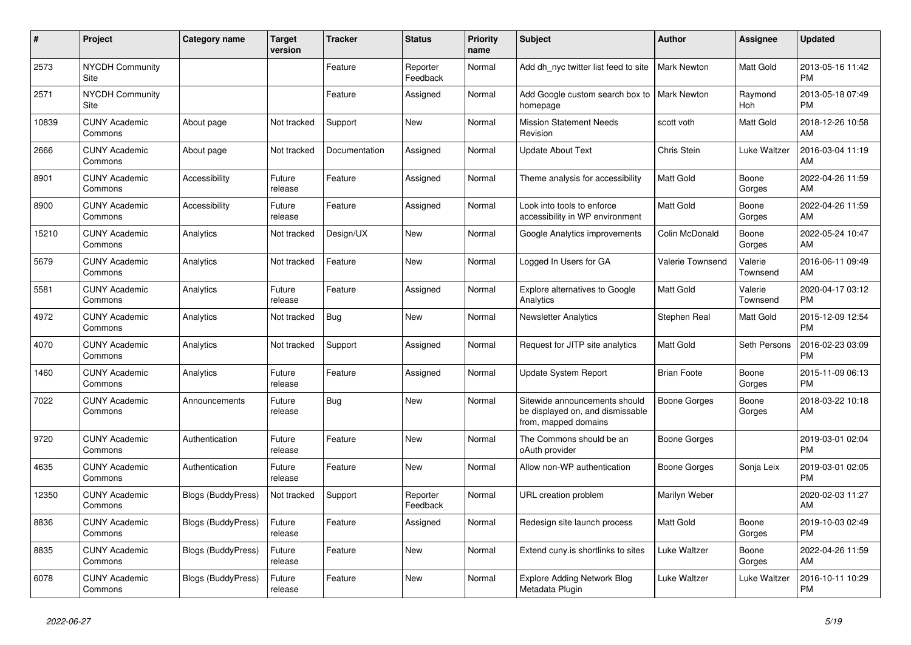| # | Project | Category name | Target version | Tracker | Status | Priority name | Subject | Author | Assignee | Updated |
|---|---|---|---|---|---|---|---|---|---|---|
| 2573 | NYCDH Community Site | | | Feature | Reporter Feedback | Normal | Add dh_nyc twitter list feed to site | Mark Newton | Matt Gold | 2013-05-16 11:42 PM |
| 2571 | NYCDH Community Site | | | Feature | Assigned | Normal | Add Google custom search box to homepage | Mark Newton | Raymond Hoh | 2013-05-18 07:49 PM |
| 10839 | CUNY Academic Commons | About page | Not tracked | Support | New | Normal | Mission Statement Needs Revision | scott voth | Matt Gold | 2018-12-26 10:58 AM |
| 2666 | CUNY Academic Commons | About page | Not tracked | Documentation | Assigned | Normal | Update About Text | Chris Stein | Luke Waltzer | 2016-03-04 11:19 AM |
| 8901 | CUNY Academic Commons | Accessibility | Future release | Feature | Assigned | Normal | Theme analysis for accessibility | Matt Gold | Boone Gorges | 2022-04-26 11:59 AM |
| 8900 | CUNY Academic Commons | Accessibility | Future release | Feature | Assigned | Normal | Look into tools to enforce accessibility in WP environment | Matt Gold | Boone Gorges | 2022-04-26 11:59 AM |
| 15210 | CUNY Academic Commons | Analytics | Not tracked | Design/UX | New | Normal | Google Analytics improvements | Colin McDonald | Boone Gorges | 2022-05-24 10:47 AM |
| 5679 | CUNY Academic Commons | Analytics | Not tracked | Feature | New | Normal | Logged In Users for GA | Valerie Townsend | Valerie Townsend | 2016-06-11 09:49 AM |
| 5581 | CUNY Academic Commons | Analytics | Future release | Feature | Assigned | Normal | Explore alternatives to Google Analytics | Matt Gold | Valerie Townsend | 2020-04-17 03:12 PM |
| 4972 | CUNY Academic Commons | Analytics | Not tracked | Bug | New | Normal | Newsletter Analytics | Stephen Real | Matt Gold | 2015-12-09 12:54 PM |
| 4070 | CUNY Academic Commons | Analytics | Not tracked | Support | Assigned | Normal | Request for JITP site analytics | Matt Gold | Seth Persons | 2016-02-23 03:09 PM |
| 1460 | CUNY Academic Commons | Analytics | Future release | Feature | Assigned | Normal | Update System Report | Brian Foote | Boone Gorges | 2015-11-09 06:13 PM |
| 7022 | CUNY Academic Commons | Announcements | Future release | Bug | New | Normal | Sitewide announcements should be displayed on, and dismissable from, mapped domains | Boone Gorges | Boone Gorges | 2018-03-22 10:18 AM |
| 9720 | CUNY Academic Commons | Authentication | Future release | Feature | New | Normal | The Commons should be an oAuth provider | Boone Gorges | | 2019-03-01 02:04 PM |
| 4635 | CUNY Academic Commons | Authentication | Future release | Feature | New | Normal | Allow non-WP authentication | Boone Gorges | Sonja Leix | 2019-03-01 02:05 PM |
| 12350 | CUNY Academic Commons | Blogs (BuddyPress) | Not tracked | Support | Reporter Feedback | Normal | URL creation problem | Marilyn Weber | | 2020-02-03 11:27 AM |
| 8836 | CUNY Academic Commons | Blogs (BuddyPress) | Future release | Feature | Assigned | Normal | Redesign site launch process | Matt Gold | Boone Gorges | 2019-10-03 02:49 PM |
| 8835 | CUNY Academic Commons | Blogs (BuddyPress) | Future release | Feature | New | Normal | Extend cuny.is shortlinks to sites | Luke Waltzer | Boone Gorges | 2022-04-26 11:59 AM |
| 6078 | CUNY Academic Commons | Blogs (BuddyPress) | Future release | Feature | New | Normal | Explore Adding Network Blog Metadata Plugin | Luke Waltzer | Luke Waltzer | 2016-10-11 10:29 PM |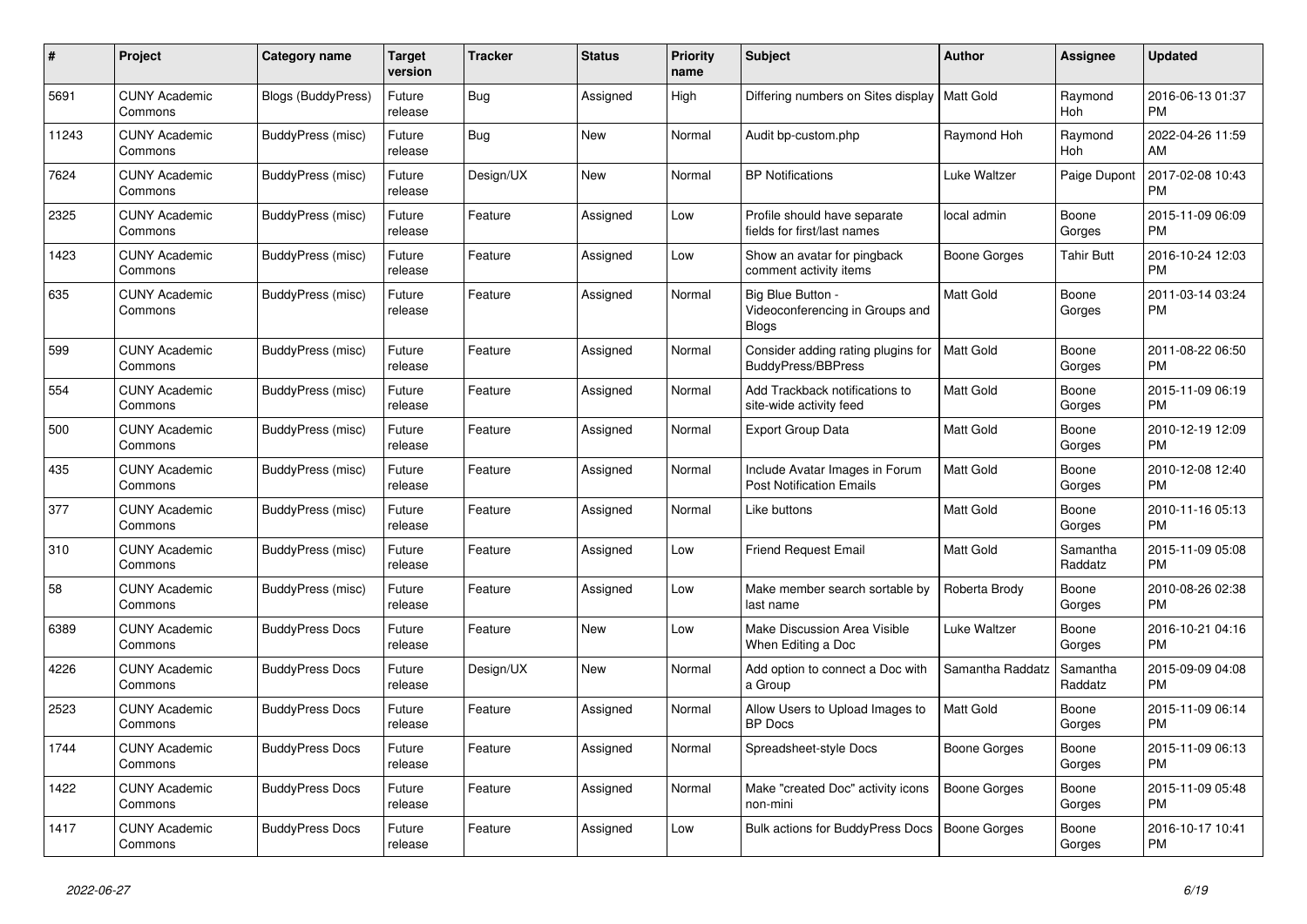| # | Project | Category name | Target version | Tracker | Status | Priority name | Subject | Author | Assignee | Updated |
|---|---|---|---|---|---|---|---|---|---|---|
| 5691 | CUNY Academic Commons | Blogs (BuddyPress) | Future release | Bug | Assigned | High | Differing numbers on Sites display | Matt Gold | Raymond Hoh | 2016-06-13 01:37 PM |
| 11243 | CUNY Academic Commons | BuddyPress (misc) | Future release | Bug | New | Normal | Audit bp-custom.php | Raymond Hoh | Raymond Hoh | 2022-04-26 11:59 AM |
| 7624 | CUNY Academic Commons | BuddyPress (misc) | Future release | Design/UX | New | Normal | BP Notifications | Luke Waltzer | Paige Dupont | 2017-02-08 10:43 PM |
| 2325 | CUNY Academic Commons | BuddyPress (misc) | Future release | Feature | Assigned | Low | Profile should have separate fields for first/last names | local admin | Boone Gorges | 2015-11-09 06:09 PM |
| 1423 | CUNY Academic Commons | BuddyPress (misc) | Future release | Feature | Assigned | Low | Show an avatar for pingback comment activity items | Boone Gorges | Tahir Butt | 2016-10-24 12:03 PM |
| 635 | CUNY Academic Commons | BuddyPress (misc) | Future release | Feature | Assigned | Normal | Big Blue Button - Videoconferencing in Groups and Blogs | Matt Gold | Boone Gorges | 2011-03-14 03:24 PM |
| 599 | CUNY Academic Commons | BuddyPress (misc) | Future release | Feature | Assigned | Normal | Consider adding rating plugins for BuddyPress/BBPress | Matt Gold | Boone Gorges | 2011-08-22 06:50 PM |
| 554 | CUNY Academic Commons | BuddyPress (misc) | Future release | Feature | Assigned | Normal | Add Trackback notifications to site-wide activity feed | Matt Gold | Boone Gorges | 2015-11-09 06:19 PM |
| 500 | CUNY Academic Commons | BuddyPress (misc) | Future release | Feature | Assigned | Normal | Export Group Data | Matt Gold | Boone Gorges | 2010-12-19 12:09 PM |
| 435 | CUNY Academic Commons | BuddyPress (misc) | Future release | Feature | Assigned | Normal | Include Avatar Images in Forum Post Notification Emails | Matt Gold | Boone Gorges | 2010-12-08 12:40 PM |
| 377 | CUNY Academic Commons | BuddyPress (misc) | Future release | Feature | Assigned | Normal | Like buttons | Matt Gold | Boone Gorges | 2010-11-16 05:13 PM |
| 310 | CUNY Academic Commons | BuddyPress (misc) | Future release | Feature | Assigned | Low | Friend Request Email | Matt Gold | Samantha Raddatz | 2015-11-09 05:08 PM |
| 58 | CUNY Academic Commons | BuddyPress (misc) | Future release | Feature | Assigned | Low | Make member search sortable by last name | Roberta Brody | Boone Gorges | 2010-08-26 02:38 PM |
| 6389 | CUNY Academic Commons | BuddyPress Docs | Future release | Feature | New | Low | Make Discussion Area Visible When Editing a Doc | Luke Waltzer | Boone Gorges | 2016-10-21 04:16 PM |
| 4226 | CUNY Academic Commons | BuddyPress Docs | Future release | Design/UX | New | Normal | Add option to connect a Doc with a Group | Samantha Raddatz | Samantha Raddatz | 2015-09-09 04:08 PM |
| 2523 | CUNY Academic Commons | BuddyPress Docs | Future release | Feature | Assigned | Normal | Allow Users to Upload Images to BP Docs | Matt Gold | Boone Gorges | 2015-11-09 06:14 PM |
| 1744 | CUNY Academic Commons | BuddyPress Docs | Future release | Feature | Assigned | Normal | Spreadsheet-style Docs | Boone Gorges | Boone Gorges | 2015-11-09 06:13 PM |
| 1422 | CUNY Academic Commons | BuddyPress Docs | Future release | Feature | Assigned | Normal | Make "created Doc" activity icons non-mini | Boone Gorges | Boone Gorges | 2015-11-09 05:48 PM |
| 1417 | CUNY Academic Commons | BuddyPress Docs | Future release | Feature | Assigned | Low | Bulk actions for BuddyPress Docs | Boone Gorges | Boone Gorges | 2016-10-17 10:41 PM |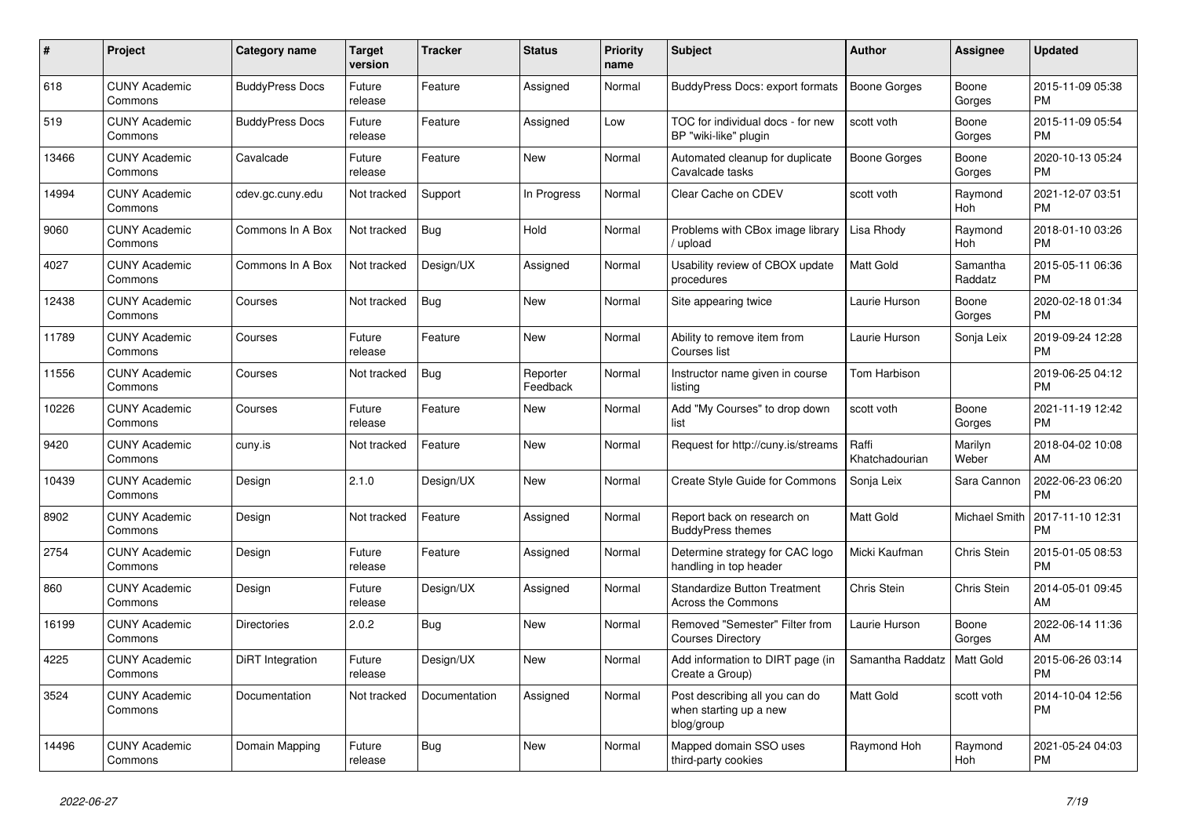| # | Project | Category name | Target version | Tracker | Status | Priority name | Subject | Author | Assignee | Updated |
|---|---|---|---|---|---|---|---|---|---|---|
| 618 | CUNY Academic Commons | BuddyPress Docs | Future release | Feature | Assigned | Normal | BuddyPress Docs: export formats | Boone Gorges | Boone Gorges | 2015-11-09 05:38 PM |
| 519 | CUNY Academic Commons | BuddyPress Docs | Future release | Feature | Assigned | Low | TOC for individual docs - for new BP "wiki-like" plugin | scott voth | Boone Gorges | 2015-11-09 05:54 PM |
| 13466 | CUNY Academic Commons | Cavalcade | Future release | Feature | New | Normal | Automated cleanup for duplicate Cavalcade tasks | Boone Gorges | Boone Gorges | 2020-10-13 05:24 PM |
| 14994 | CUNY Academic Commons | cdev.gc.cuny.edu | Not tracked | Support | In Progress | Normal | Clear Cache on CDEV | scott voth | Raymond Hoh | 2021-12-07 03:51 PM |
| 9060 | CUNY Academic Commons | Commons In A Box | Not tracked | Bug | Hold | Normal | Problems with CBox image library / upload | Lisa Rhody | Raymond Hoh | 2018-01-10 03:26 PM |
| 4027 | CUNY Academic Commons | Commons In A Box | Not tracked | Design/UX | Assigned | Normal | Usability review of CBOX update procedures | Matt Gold | Samantha Raddatz | 2015-05-11 06:36 PM |
| 12438 | CUNY Academic Commons | Courses | Not tracked | Bug | New | Normal | Site appearing twice | Laurie Hurson | Boone Gorges | 2020-02-18 01:34 PM |
| 11789 | CUNY Academic Commons | Courses | Future release | Feature | New | Normal | Ability to remove item from Courses list | Laurie Hurson | Sonja Leix | 2019-09-24 12:28 PM |
| 11556 | CUNY Academic Commons | Courses | Not tracked | Bug | Reporter Feedback | Normal | Instructor name given in course listing | Tom Harbison | | 2019-06-25 04:12 PM |
| 10226 | CUNY Academic Commons | Courses | Future release | Feature | New | Normal | Add "My Courses" to drop down list | scott voth | Boone Gorges | 2021-11-19 12:42 PM |
| 9420 | CUNY Academic Commons | cuny.is | Not tracked | Feature | New | Normal | Request for http://cuny.is/streams | Raffi Khatchadourian | Marilyn Weber | 2018-04-02 10:08 AM |
| 10439 | CUNY Academic Commons | Design | 2.1.0 | Design/UX | New | Normal | Create Style Guide for Commons | Sonja Leix | Sara Cannon | 2022-06-23 06:20 PM |
| 8902 | CUNY Academic Commons | Design | Not tracked | Feature | Assigned | Normal | Report back on research on BuddyPress themes | Matt Gold | Michael Smith | 2017-11-10 12:31 PM |
| 2754 | CUNY Academic Commons | Design | Future release | Feature | Assigned | Normal | Determine strategy for CAC logo handling in top header | Micki Kaufman | Chris Stein | 2015-01-05 08:53 PM |
| 860 | CUNY Academic Commons | Design | Future release | Design/UX | Assigned | Normal | Standardize Button Treatment Across the Commons | Chris Stein | Chris Stein | 2014-05-01 09:45 AM |
| 16199 | CUNY Academic Commons | Directories | 2.0.2 | Bug | New | Normal | Removed "Semester" Filter from Courses Directory | Laurie Hurson | Boone Gorges | 2022-06-14 11:36 AM |
| 4225 | CUNY Academic Commons | DiRT Integration | Future release | Design/UX | New | Normal | Add information to DIRT page (in Create a Group) | Samantha Raddatz | Matt Gold | 2015-06-26 03:14 PM |
| 3524 | CUNY Academic Commons | Documentation | Not tracked | Documentation | Assigned | Normal | Post describing all you can do when starting up a new blog/group | Matt Gold | scott voth | 2014-10-04 12:56 PM |
| 14496 | CUNY Academic Commons | Domain Mapping | Future release | Bug | New | Normal | Mapped domain SSO uses third-party cookies | Raymond Hoh | Raymond Hoh | 2021-05-24 04:03 PM |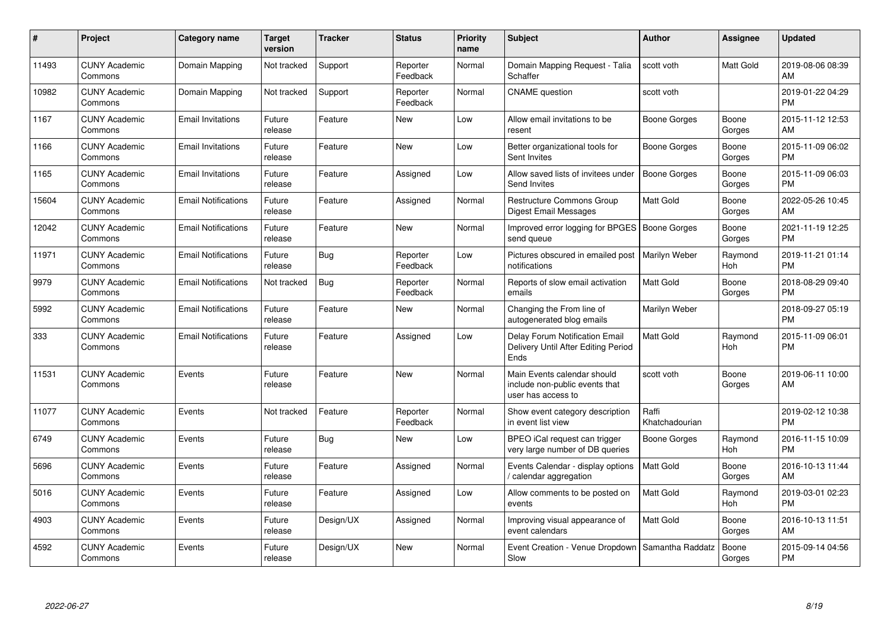| # | Project | Category name | Target version | Tracker | Status | Priority name | Subject | Author | Assignee | Updated |
|---|---|---|---|---|---|---|---|---|---|---|
| 11493 | CUNY Academic Commons | Domain Mapping | Not tracked | Support | Reporter Feedback | Normal | Domain Mapping Request - Talia Schaffer | scott voth | Matt Gold | 2019-08-06 08:39 AM |
| 10982 | CUNY Academic Commons | Domain Mapping | Not tracked | Support | Reporter Feedback | Normal | CNAME question | scott voth | | 2019-01-22 04:29 PM |
| 1167 | CUNY Academic Commons | Email Invitations | Future release | Feature | New | Low | Allow email invitations to be resent | Boone Gorges | Boone Gorges | 2015-11-12 12:53 AM |
| 1166 | CUNY Academic Commons | Email Invitations | Future release | Feature | New | Low | Better organizational tools for Sent Invites | Boone Gorges | Boone Gorges | 2015-11-09 06:02 PM |
| 1165 | CUNY Academic Commons | Email Invitations | Future release | Feature | Assigned | Low | Allow saved lists of invitees under Send Invites | Boone Gorges | Boone Gorges | 2015-11-09 06:03 PM |
| 15604 | CUNY Academic Commons | Email Notifications | Future release | Feature | Assigned | Normal | Restructure Commons Group Digest Email Messages | Matt Gold | Boone Gorges | 2022-05-26 10:45 AM |
| 12042 | CUNY Academic Commons | Email Notifications | Future release | Feature | New | Normal | Improved error logging for BPGES send queue | Boone Gorges | Boone Gorges | 2021-11-19 12:25 PM |
| 11971 | CUNY Academic Commons | Email Notifications | Future release | Bug | Reporter Feedback | Low | Pictures obscured in emailed post notifications | Marilyn Weber | Raymond Hoh | 2019-11-21 01:14 PM |
| 9979 | CUNY Academic Commons | Email Notifications | Not tracked | Bug | Reporter Feedback | Normal | Reports of slow email activation emails | Matt Gold | Boone Gorges | 2018-08-29 09:40 PM |
| 5992 | CUNY Academic Commons | Email Notifications | Future release | Feature | New | Normal | Changing the From line of autogenerated blog emails | Marilyn Weber | | 2018-09-27 05:19 PM |
| 333 | CUNY Academic Commons | Email Notifications | Future release | Feature | Assigned | Low | Delay Forum Notification Email Delivery Until After Editing Period Ends | Matt Gold | Raymond Hoh | 2015-11-09 06:01 PM |
| 11531 | CUNY Academic Commons | Events | Future release | Feature | New | Normal | Main Events calendar should include non-public events that user has access to | scott voth | Boone Gorges | 2019-06-11 10:00 AM |
| 11077 | CUNY Academic Commons | Events | Not tracked | Feature | Reporter Feedback | Normal | Show event category description in event list view | Raffi Khatchadourian | | 2019-02-12 10:38 PM |
| 6749 | CUNY Academic Commons | Events | Future release | Bug | New | Low | BPEO iCal request can trigger very large number of DB queries | Boone Gorges | Raymond Hoh | 2016-11-15 10:09 PM |
| 5696 | CUNY Academic Commons | Events | Future release | Feature | Assigned | Normal | Events Calendar - display options / calendar aggregation | Matt Gold | Boone Gorges | 2016-10-13 11:44 AM |
| 5016 | CUNY Academic Commons | Events | Future release | Feature | Assigned | Low | Allow comments to be posted on events | Matt Gold | Raymond Hoh | 2019-03-01 02:23 PM |
| 4903 | CUNY Academic Commons | Events | Future release | Design/UX | Assigned | Normal | Improving visual appearance of event calendars | Matt Gold | Boone Gorges | 2016-10-13 11:51 AM |
| 4592 | CUNY Academic Commons | Events | Future release | Design/UX | New | Normal | Event Creation - Venue Dropdown Slow | Samantha Raddatz | Boone Gorges | 2015-09-14 04:56 PM |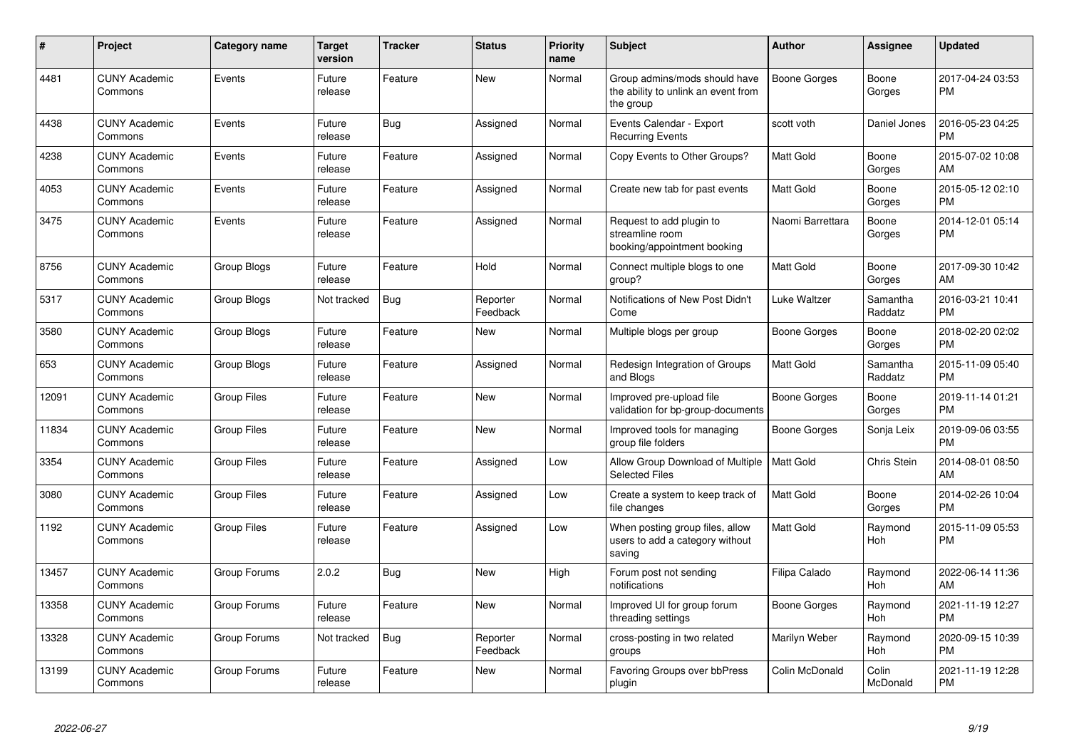| # | Project | Category name | Target version | Tracker | Status | Priority name | Subject | Author | Assignee | Updated |
|---|---|---|---|---|---|---|---|---|---|---|
| 4481 | CUNY Academic Commons | Events | Future release | Feature | New | Normal | Group admins/mods should have the ability to unlink an event from the group | Boone Gorges | Boone Gorges | 2017-04-24 03:53 PM |
| 4438 | CUNY Academic Commons | Events | Future release | Bug | Assigned | Normal | Events Calendar - Export Recurring Events | scott voth | Daniel Jones | 2016-05-23 04:25 PM |
| 4238 | CUNY Academic Commons | Events | Future release | Feature | Assigned | Normal | Copy Events to Other Groups? | Matt Gold | Boone Gorges | 2015-07-02 10:08 AM |
| 4053 | CUNY Academic Commons | Events | Future release | Feature | Assigned | Normal | Create new tab for past events | Matt Gold | Boone Gorges | 2015-05-12 02:10 PM |
| 3475 | CUNY Academic Commons | Events | Future release | Feature | Assigned | Normal | Request to add plugin to streamline room booking/appointment booking | Naomi Barrettara | Boone Gorges | 2014-12-01 05:14 PM |
| 8756 | CUNY Academic Commons | Group Blogs | Future release | Feature | Hold | Normal | Connect multiple blogs to one group? | Matt Gold | Boone Gorges | 2017-09-30 10:42 AM |
| 5317 | CUNY Academic Commons | Group Blogs | Not tracked | Bug | Reporter Feedback | Normal | Notifications of New Post Didn't Come | Luke Waltzer | Samantha Raddatz | 2016-03-21 10:41 PM |
| 3580 | CUNY Academic Commons | Group Blogs | Future release | Feature | New | Normal | Multiple blogs per group | Boone Gorges | Boone Gorges | 2018-02-20 02:02 PM |
| 653 | CUNY Academic Commons | Group Blogs | Future release | Feature | Assigned | Normal | Redesign Integration of Groups and Blogs | Matt Gold | Samantha Raddatz | 2015-11-09 05:40 PM |
| 12091 | CUNY Academic Commons | Group Files | Future release | Feature | New | Normal | Improved pre-upload file validation for bp-group-documents | Boone Gorges | Boone Gorges | 2019-11-14 01:21 PM |
| 11834 | CUNY Academic Commons | Group Files | Future release | Feature | New | Normal | Improved tools for managing group file folders | Boone Gorges | Sonja Leix | 2019-09-06 03:55 PM |
| 3354 | CUNY Academic Commons | Group Files | Future release | Feature | Assigned | Low | Allow Group Download of Multiple Selected Files | Matt Gold | Chris Stein | 2014-08-01 08:50 AM |
| 3080 | CUNY Academic Commons | Group Files | Future release | Feature | Assigned | Low | Create a system to keep track of file changes | Matt Gold | Boone Gorges | 2014-02-26 10:04 PM |
| 1192 | CUNY Academic Commons | Group Files | Future release | Feature | Assigned | Low | When posting group files, allow users to add a category without saving | Matt Gold | Raymond Hoh | 2015-11-09 05:53 PM |
| 13457 | CUNY Academic Commons | Group Forums | 2.0.2 | Bug | New | High | Forum post not sending notifications | Filipa Calado | Raymond Hoh | 2022-06-14 11:36 AM |
| 13358 | CUNY Academic Commons | Group Forums | Future release | Feature | New | Normal | Improved UI for group forum threading settings | Boone Gorges | Raymond Hoh | 2021-11-19 12:27 PM |
| 13328 | CUNY Academic Commons | Group Forums | Not tracked | Bug | Reporter Feedback | Normal | cross-posting in two related groups | Marilyn Weber | Raymond Hoh | 2020-09-15 10:39 PM |
| 13199 | CUNY Academic Commons | Group Forums | Future release | Feature | New | Normal | Favoring Groups over bbPress plugin | Colin McDonald | Colin McDonald | 2021-11-19 12:28 PM |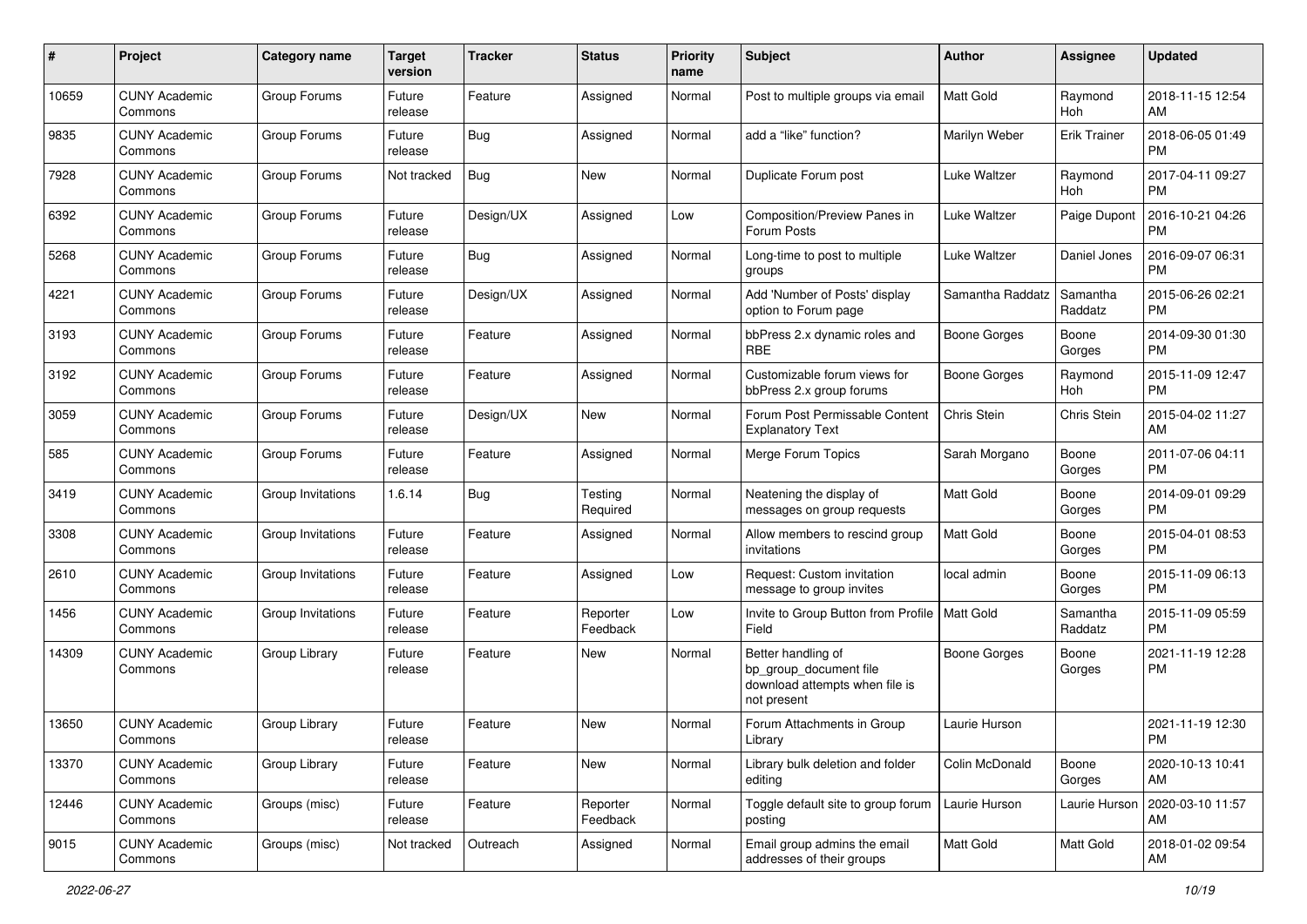| # | Project | Category name | Target version | Tracker | Status | Priority name | Subject | Author | Assignee | Updated |
|---|---|---|---|---|---|---|---|---|---|---|
| 10659 | CUNY Academic Commons | Group Forums | Future release | Feature | Assigned | Normal | Post to multiple groups via email | Matt Gold | Raymond Hoh | 2018-11-15 12:54 AM |
| 9835 | CUNY Academic Commons | Group Forums | Future release | Bug | Assigned | Normal | add a "like" function? | Marilyn Weber | Erik Trainer | 2018-06-05 01:49 PM |
| 7928 | CUNY Academic Commons | Group Forums | Not tracked | Bug | New | Normal | Duplicate Forum post | Luke Waltzer | Raymond Hoh | 2017-04-11 09:27 PM |
| 6392 | CUNY Academic Commons | Group Forums | Future release | Design/UX | Assigned | Low | Composition/Preview Panes in Forum Posts | Luke Waltzer | Paige Dupont | 2016-10-21 04:26 PM |
| 5268 | CUNY Academic Commons | Group Forums | Future release | Bug | Assigned | Normal | Long-time to post to multiple groups | Luke Waltzer | Daniel Jones | 2016-09-07 06:31 PM |
| 4221 | CUNY Academic Commons | Group Forums | Future release | Design/UX | Assigned | Normal | Add 'Number of Posts' display option to Forum page | Samantha Raddatz | Samantha Raddatz | 2015-06-26 02:21 PM |
| 3193 | CUNY Academic Commons | Group Forums | Future release | Feature | Assigned | Normal | bbPress 2.x dynamic roles and RBE | Boone Gorges | Boone Gorges | 2014-09-30 01:30 PM |
| 3192 | CUNY Academic Commons | Group Forums | Future release | Feature | Assigned | Normal | Customizable forum views for bbPress 2.x group forums | Boone Gorges | Raymond Hoh | 2015-11-09 12:47 PM |
| 3059 | CUNY Academic Commons | Group Forums | Future release | Design/UX | New | Normal | Forum Post Permissable Content Explanatory Text | Chris Stein | Chris Stein | 2015-04-02 11:27 AM |
| 585 | CUNY Academic Commons | Group Forums | Future release | Feature | Assigned | Normal | Merge Forum Topics | Sarah Morgano | Boone Gorges | 2011-07-06 04:11 PM |
| 3419 | CUNY Academic Commons | Group Invitations | 1.6.14 | Bug | Testing Required | Normal | Neatening the display of messages on group requests | Matt Gold | Boone Gorges | 2014-09-01 09:29 PM |
| 3308 | CUNY Academic Commons | Group Invitations | Future release | Feature | Assigned | Normal | Allow members to rescind group invitations | Matt Gold | Boone Gorges | 2015-04-01 08:53 PM |
| 2610 | CUNY Academic Commons | Group Invitations | Future release | Feature | Assigned | Low | Request: Custom invitation message to group invites | local admin | Boone Gorges | 2015-11-09 06:13 PM |
| 1456 | CUNY Academic Commons | Group Invitations | Future release | Feature | Reporter Feedback | Low | Invite to Group Button from Profile Field | Matt Gold | Samantha Raddatz | 2015-11-09 05:59 PM |
| 14309 | CUNY Academic Commons | Group Library | Future release | Feature | New | Normal | Better handling of bp_group_document file download attempts when file is not present | Boone Gorges | Boone Gorges | 2021-11-19 12:28 PM |
| 13650 | CUNY Academic Commons | Group Library | Future release | Feature | New | Normal | Forum Attachments in Group Library | Laurie Hurson | | 2021-11-19 12:30 PM |
| 13370 | CUNY Academic Commons | Group Library | Future release | Feature | New | Normal | Library bulk deletion and folder editing | Colin McDonald | Boone Gorges | 2020-10-13 10:41 AM |
| 12446 | CUNY Academic Commons | Groups (misc) | Future release | Feature | Reporter Feedback | Normal | Toggle default site to group forum posting | Laurie Hurson | Laurie Hurson | 2020-03-10 11:57 AM |
| 9015 | CUNY Academic Commons | Groups (misc) | Not tracked | Outreach | Assigned | Normal | Email group admins the email addresses of their groups | Matt Gold | Matt Gold | 2018-01-02 09:54 AM |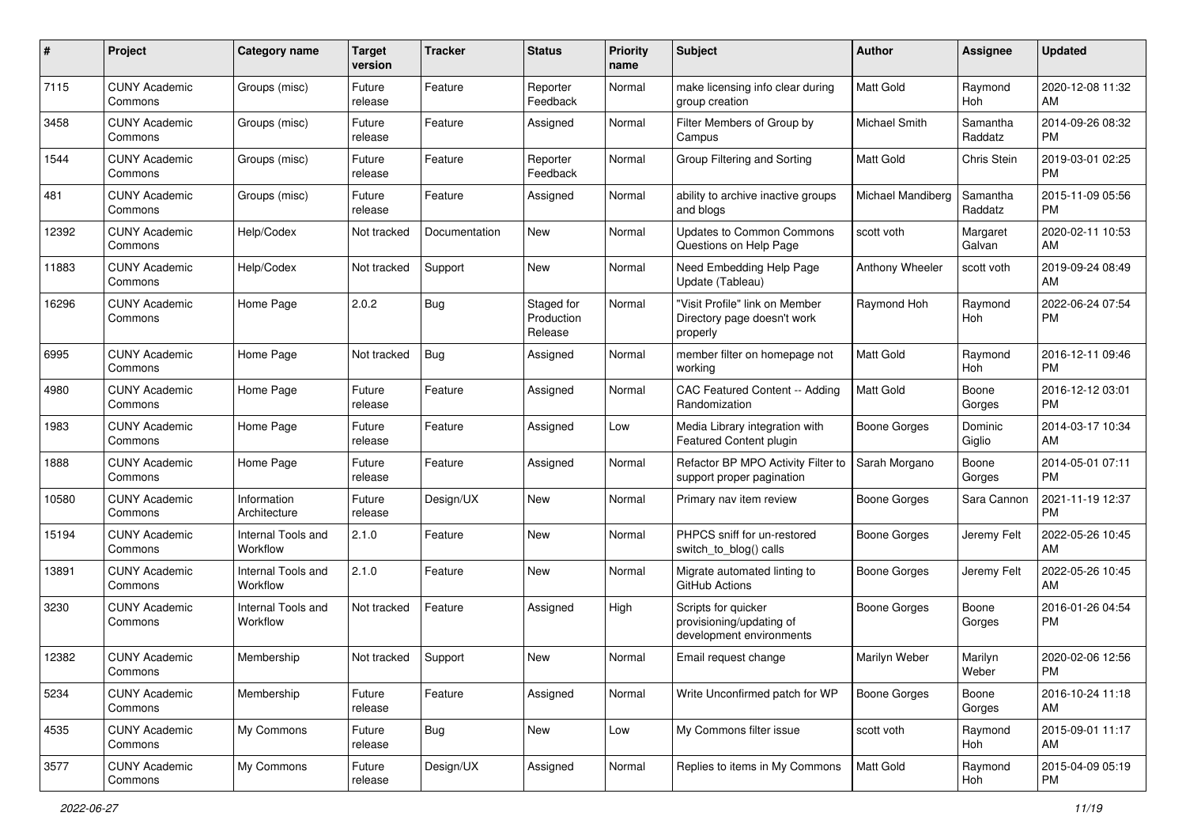| # | Project | Category name | Target version | Tracker | Status | Priority name | Subject | Author | Assignee | Updated |
|---|---|---|---|---|---|---|---|---|---|---|
| 7115 | CUNY Academic Commons | Groups (misc) | Future release | Feature | Reporter Feedback | Normal | make licensing info clear during group creation | Matt Gold | Raymond Hoh | 2020-12-08 11:32 AM |
| 3458 | CUNY Academic Commons | Groups (misc) | Future release | Feature | Assigned | Normal | Filter Members of Group by Campus | Michael Smith | Samantha Raddatz | 2014-09-26 08:32 PM |
| 1544 | CUNY Academic Commons | Groups (misc) | Future release | Feature | Reporter Feedback | Normal | Group Filtering and Sorting | Matt Gold | Chris Stein | 2019-03-01 02:25 PM |
| 481 | CUNY Academic Commons | Groups (misc) | Future release | Feature | Assigned | Normal | ability to archive inactive groups and blogs | Michael Mandiberg | Samantha Raddatz | 2015-11-09 05:56 PM |
| 12392 | CUNY Academic Commons | Help/Codex | Not tracked | Documentation | New | Normal | Updates to Common Commons Questions on Help Page | scott voth | Margaret Galvan | 2020-02-11 10:53 AM |
| 11883 | CUNY Academic Commons | Help/Codex | Not tracked | Support | New | Normal | Need Embedding Help Page Update (Tableau) | Anthony Wheeler | scott voth | 2019-09-24 08:49 AM |
| 16296 | CUNY Academic Commons | Home Page | 2.0.2 | Bug | Staged for Production Release | Normal | "Visit Profile" link on Member Directory page doesn't work properly | Raymond Hoh | Raymond Hoh | 2022-06-24 07:54 PM |
| 6995 | CUNY Academic Commons | Home Page | Not tracked | Bug | Assigned | Normal | member filter on homepage not working | Matt Gold | Raymond Hoh | 2016-12-11 09:46 PM |
| 4980 | CUNY Academic Commons | Home Page | Future release | Feature | Assigned | Normal | CAC Featured Content -- Adding Randomization | Matt Gold | Boone Gorges | 2016-12-12 03:01 PM |
| 1983 | CUNY Academic Commons | Home Page | Future release | Feature | Assigned | Low | Media Library integration with Featured Content plugin | Boone Gorges | Dominic Giglio | 2014-03-17 10:34 AM |
| 1888 | CUNY Academic Commons | Home Page | Future release | Feature | Assigned | Normal | Refactor BP MPO Activity Filter to support proper pagination | Sarah Morgano | Boone Gorges | 2014-05-01 07:11 PM |
| 10580 | CUNY Academic Commons | Information Architecture | Future release | Design/UX | New | Normal | Primary nav item review | Boone Gorges | Sara Cannon | 2021-11-19 12:37 PM |
| 15194 | CUNY Academic Commons | Internal Tools and Workflow | 2.1.0 | Feature | New | Normal | PHPCS sniff for un-restored switch_to_blog() calls | Boone Gorges | Jeremy Felt | 2022-05-26 10:45 AM |
| 13891 | CUNY Academic Commons | Internal Tools and Workflow | 2.1.0 | Feature | New | Normal | Migrate automated linting to GitHub Actions | Boone Gorges | Jeremy Felt | 2022-05-26 10:45 AM |
| 3230 | CUNY Academic Commons | Internal Tools and Workflow | Not tracked | Feature | Assigned | High | Scripts for quicker provisioning/updating of development environments | Boone Gorges | Boone Gorges | 2016-01-26 04:54 PM |
| 12382 | CUNY Academic Commons | Membership | Not tracked | Support | New | Normal | Email request change | Marilyn Weber | Marilyn Weber | 2020-02-06 12:56 PM |
| 5234 | CUNY Academic Commons | Membership | Future release | Feature | Assigned | Normal | Write Unconfirmed patch for WP | Boone Gorges | Boone Gorges | 2016-10-24 11:18 AM |
| 4535 | CUNY Academic Commons | My Commons | Future release | Bug | New | Low | My Commons filter issue | scott voth | Raymond Hoh | 2015-09-01 11:17 AM |
| 3577 | CUNY Academic Commons | My Commons | Future release | Design/UX | Assigned | Normal | Replies to items in My Commons | Matt Gold | Raymond Hoh | 2015-04-09 05:19 PM |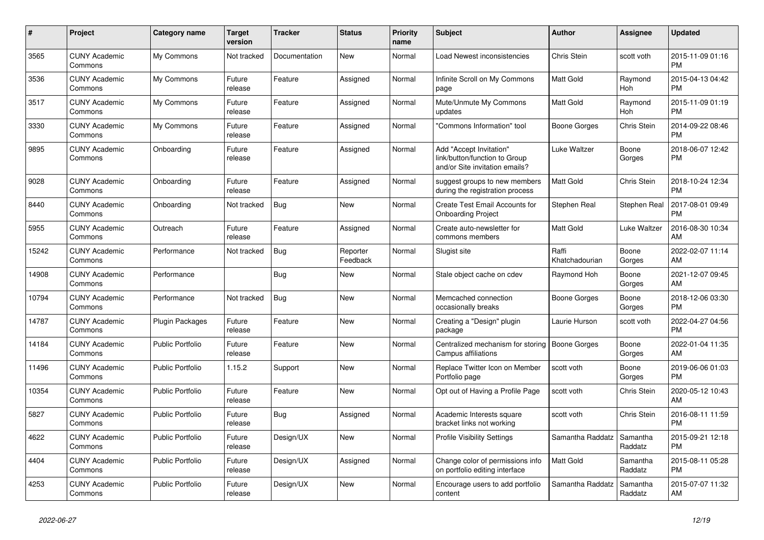| # | Project | Category name | Target version | Tracker | Status | Priority name | Subject | Author | Assignee | Updated |
|---|---|---|---|---|---|---|---|---|---|---|
| 3565 | CUNY Academic Commons | My Commons | Not tracked | Documentation | New | Normal | Load Newest inconsistencies | Chris Stein | scott voth | 2015-11-09 01:16 PM |
| 3536 | CUNY Academic Commons | My Commons | Future release | Feature | Assigned | Normal | Infinite Scroll on My Commons page | Matt Gold | Raymond Hoh | 2015-04-13 04:42 PM |
| 3517 | CUNY Academic Commons | My Commons | Future release | Feature | Assigned | Normal | Mute/Unmute My Commons updates | Matt Gold | Raymond Hoh | 2015-11-09 01:19 PM |
| 3330 | CUNY Academic Commons | My Commons | Future release | Feature | Assigned | Normal | "Commons Information" tool | Boone Gorges | Chris Stein | 2014-09-22 08:46 PM |
| 9895 | CUNY Academic Commons | Onboarding | Future release | Feature | Assigned | Normal | Add "Accept Invitation" link/button/function to Group and/or Site invitation emails? | Luke Waltzer | Boone Gorges | 2018-06-07 12:42 PM |
| 9028 | CUNY Academic Commons | Onboarding | Future release | Feature | Assigned | Normal | suggest groups to new members during the registration process | Matt Gold | Chris Stein | 2018-10-24 12:34 PM |
| 8440 | CUNY Academic Commons | Onboarding | Not tracked | Bug | New | Normal | Create Test Email Accounts for Onboarding Project | Stephen Real | Stephen Real | 2017-08-01 09:49 PM |
| 5955 | CUNY Academic Commons | Outreach | Future release | Feature | Assigned | Normal | Create auto-newsletter for commons members | Matt Gold | Luke Waltzer | 2016-08-30 10:34 AM |
| 15242 | CUNY Academic Commons | Performance | Not tracked | Bug | Reporter Feedback | Normal | Slugist site | Raffi Khatchadourian | Boone Gorges | 2022-02-07 11:14 AM |
| 14908 | CUNY Academic Commons | Performance | | Bug | New | Normal | Stale object cache on cdev | Raymond Hoh | Boone Gorges | 2021-12-07 09:45 AM |
| 10794 | CUNY Academic Commons | Performance | Not tracked | Bug | New | Normal | Memcached connection occasionally breaks | Boone Gorges | Boone Gorges | 2018-12-06 03:30 PM |
| 14787 | CUNY Academic Commons | Plugin Packages | Future release | Feature | New | Normal | Creating a "Design" plugin package | Laurie Hurson | scott voth | 2022-04-27 04:56 PM |
| 14184 | CUNY Academic Commons | Public Portfolio | Future release | Feature | New | Normal | Centralized mechanism for storing Campus affiliations | Boone Gorges | Boone Gorges | 2022-01-04 11:35 AM |
| 11496 | CUNY Academic Commons | Public Portfolio | 1.15.2 | Support | New | Normal | Replace Twitter Icon on Member Portfolio page | scott voth | Boone Gorges | 2019-06-06 01:03 PM |
| 10354 | CUNY Academic Commons | Public Portfolio | Future release | Feature | New | Normal | Opt out of Having a Profile Page | scott voth | Chris Stein | 2020-05-12 10:43 AM |
| 5827 | CUNY Academic Commons | Public Portfolio | Future release | Bug | Assigned | Normal | Academic Interests square bracket links not working | scott voth | Chris Stein | 2016-08-11 11:59 PM |
| 4622 | CUNY Academic Commons | Public Portfolio | Future release | Design/UX | New | Normal | Profile Visibility Settings | Samantha Raddatz | Samantha Raddatz | 2015-09-21 12:18 PM |
| 4404 | CUNY Academic Commons | Public Portfolio | Future release | Design/UX | Assigned | Normal | Change color of permissions info on portfolio editing interface | Matt Gold | Samantha Raddatz | 2015-08-11 05:28 PM |
| 4253 | CUNY Academic Commons | Public Portfolio | Future release | Design/UX | New | Normal | Encourage users to add portfolio content | Samantha Raddatz | Samantha Raddatz | 2015-07-07 11:32 AM |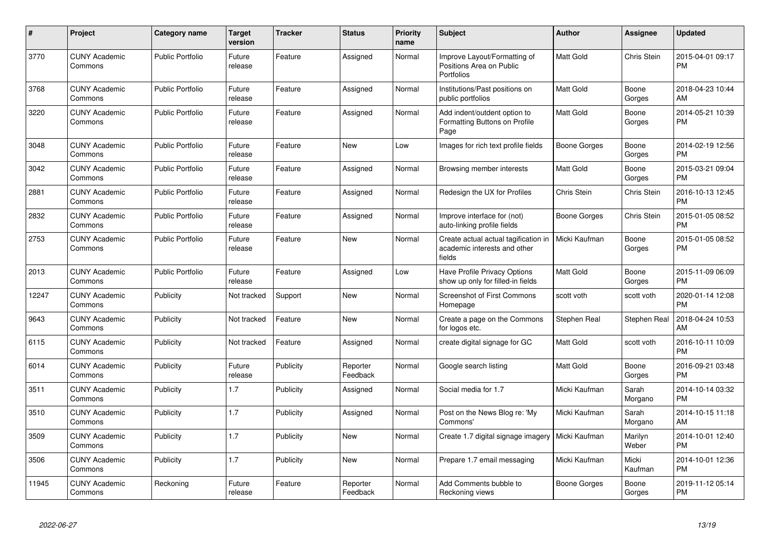| # | Project | Category name | Target version | Tracker | Status | Priority name | Subject | Author | Assignee | Updated |
|---|---|---|---|---|---|---|---|---|---|---|
| 3770 | CUNY Academic Commons | Public Portfolio | Future release | Feature | Assigned | Normal | Improve Layout/Formatting of Positions Area on Public Portfolios | Matt Gold | Chris Stein | 2015-04-01 09:17 PM |
| 3768 | CUNY Academic Commons | Public Portfolio | Future release | Feature | Assigned | Normal | Institutions/Past positions on public portfolios | Matt Gold | Boone Gorges | 2018-04-23 10:44 AM |
| 3220 | CUNY Academic Commons | Public Portfolio | Future release | Feature | Assigned | Normal | Add indent/outdent option to Formatting Buttons on Profile Page | Matt Gold | Boone Gorges | 2014-05-21 10:39 PM |
| 3048 | CUNY Academic Commons | Public Portfolio | Future release | Feature | New | Low | Images for rich text profile fields | Boone Gorges | Boone Gorges | 2014-02-19 12:56 PM |
| 3042 | CUNY Academic Commons | Public Portfolio | Future release | Feature | Assigned | Normal | Browsing member interests | Matt Gold | Boone Gorges | 2015-03-21 09:04 PM |
| 2881 | CUNY Academic Commons | Public Portfolio | Future release | Feature | Assigned | Normal | Redesign the UX for Profiles | Chris Stein | Chris Stein | 2016-10-13 12:45 PM |
| 2832 | CUNY Academic Commons | Public Portfolio | Future release | Feature | Assigned | Normal | Improve interface for (not) auto-linking profile fields | Boone Gorges | Chris Stein | 2015-01-05 08:52 PM |
| 2753 | CUNY Academic Commons | Public Portfolio | Future release | Feature | New | Normal | Create actual actual tagification in academic interests and other fields | Micki Kaufman | Boone Gorges | 2015-01-05 08:52 PM |
| 2013 | CUNY Academic Commons | Public Portfolio | Future release | Feature | Assigned | Low | Have Profile Privacy Options show up only for filled-in fields | Matt Gold | Boone Gorges | 2015-11-09 06:09 PM |
| 12247 | CUNY Academic Commons | Publicity | Not tracked | Support | New | Normal | Screenshot of First Commons Homepage | scott voth | scott voth | 2020-01-14 12:08 PM |
| 9643 | CUNY Academic Commons | Publicity | Not tracked | Feature | New | Normal | Create a page on the Commons for logos etc. | Stephen Real | Stephen Real | 2018-04-24 10:53 AM |
| 6115 | CUNY Academic Commons | Publicity | Not tracked | Feature | Assigned | Normal | create digital signage for GC | Matt Gold | scott voth | 2016-10-11 10:09 PM |
| 6014 | CUNY Academic Commons | Publicity | Future release | Publicity | Reporter Feedback | Normal | Google search listing | Matt Gold | Boone Gorges | 2016-09-21 03:48 PM |
| 3511 | CUNY Academic Commons | Publicity | 1.7 | Publicity | Assigned | Normal | Social media for 1.7 | Micki Kaufman | Sarah Morgano | 2014-10-14 03:32 PM |
| 3510 | CUNY Academic Commons | Publicity | 1.7 | Publicity | Assigned | Normal | Post on the News Blog re: 'My Commons' | Micki Kaufman | Sarah Morgano | 2014-10-15 11:18 AM |
| 3509 | CUNY Academic Commons | Publicity | 1.7 | Publicity | New | Normal | Create 1.7 digital signage imagery | Micki Kaufman | Marilyn Weber | 2014-10-01 12:40 PM |
| 3506 | CUNY Academic Commons | Publicity | 1.7 | Publicity | New | Normal | Prepare 1.7 email messaging | Micki Kaufman | Micki Kaufman | 2014-10-01 12:36 PM |
| 11945 | CUNY Academic Commons | Reckoning | Future release | Feature | Reporter Feedback | Normal | Add Comments bubble to Reckoning views | Boone Gorges | Boone Gorges | 2019-11-12 05:14 PM |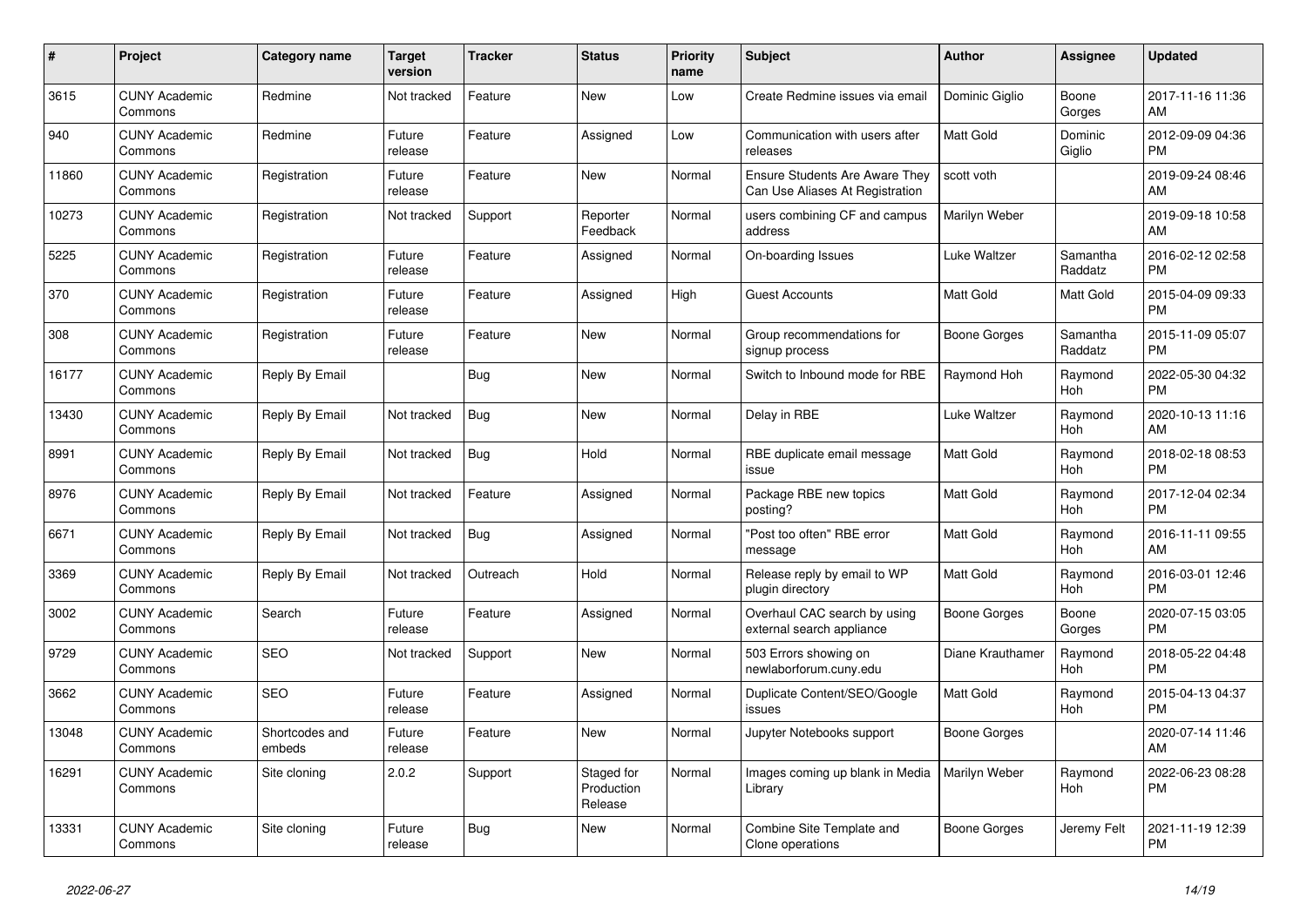| # | Project | Category name | Target version | Tracker | Status | Priority name | Subject | Author | Assignee | Updated |
|---|---|---|---|---|---|---|---|---|---|---|
| 3615 | CUNY Academic Commons | Redmine | Not tracked | Feature | New | Low | Create Redmine issues via email | Dominic Giglio | Boone Gorges | 2017-11-16 11:36 AM |
| 940 | CUNY Academic Commons | Redmine | Future release | Feature | Assigned | Low | Communication with users after releases | Matt Gold | Dominic Giglio | 2012-09-09 04:36 PM |
| 11860 | CUNY Academic Commons | Registration | Future release | Feature | New | Normal | Ensure Students Are Aware They Can Use Aliases At Registration | scott voth | | 2019-09-24 08:46 AM |
| 10273 | CUNY Academic Commons | Registration | Not tracked | Support | Reporter Feedback | Normal | users combining CF and campus address | Marilyn Weber | | 2019-09-18 10:58 AM |
| 5225 | CUNY Academic Commons | Registration | Future release | Feature | Assigned | Normal | On-boarding Issues | Luke Waltzer | Samantha Raddatz | 2016-02-12 02:58 PM |
| 370 | CUNY Academic Commons | Registration | Future release | Feature | Assigned | High | Guest Accounts | Matt Gold | Matt Gold | 2015-04-09 09:33 PM |
| 308 | CUNY Academic Commons | Registration | Future release | Feature | New | Normal | Group recommendations for signup process | Boone Gorges | Samantha Raddatz | 2015-11-09 05:07 PM |
| 16177 | CUNY Academic Commons | Reply By Email | | Bug | New | Normal | Switch to Inbound mode for RBE | Raymond Hoh | Raymond Hoh | 2022-05-30 04:32 PM |
| 13430 | CUNY Academic Commons | Reply By Email | Not tracked | Bug | New | Normal | Delay in RBE | Luke Waltzer | Raymond Hoh | 2020-10-13 11:16 AM |
| 8991 | CUNY Academic Commons | Reply By Email | Not tracked | Bug | Hold | Normal | RBE duplicate email message issue | Matt Gold | Raymond Hoh | 2018-02-18 08:53 PM |
| 8976 | CUNY Academic Commons | Reply By Email | Not tracked | Feature | Assigned | Normal | Package RBE new topics posting? | Matt Gold | Raymond Hoh | 2017-12-04 02:34 PM |
| 6671 | CUNY Academic Commons | Reply By Email | Not tracked | Bug | Assigned | Normal | "Post too often" RBE error message | Matt Gold | Raymond Hoh | 2016-11-11 09:55 AM |
| 3369 | CUNY Academic Commons | Reply By Email | Not tracked | Outreach | Hold | Normal | Release reply by email to WP plugin directory | Matt Gold | Raymond Hoh | 2016-03-01 12:46 PM |
| 3002 | CUNY Academic Commons | Search | Future release | Feature | Assigned | Normal | Overhaul CAC search by using external search appliance | Boone Gorges | Boone Gorges | 2020-07-15 03:05 PM |
| 9729 | CUNY Academic Commons | SEO | Not tracked | Support | New | Normal | 503 Errors showing on newlaborforum.cuny.edu | Diane Krauthamer | Raymond Hoh | 2018-05-22 04:48 PM |
| 3662 | CUNY Academic Commons | SEO | Future release | Feature | Assigned | Normal | Duplicate Content/SEO/Google issues | Matt Gold | Raymond Hoh | 2015-04-13 04:37 PM |
| 13048 | CUNY Academic Commons | Shortcodes and embeds | Future release | Feature | New | Normal | Jupyter Notebooks support | Boone Gorges | | 2020-07-14 11:46 AM |
| 16291 | CUNY Academic Commons | Site cloning | 2.0.2 | Support | Staged for Production Release | Normal | Images coming up blank in Media Library | Marilyn Weber | Raymond Hoh | 2022-06-23 08:28 PM |
| 13331 | CUNY Academic Commons | Site cloning | Future release | Bug | New | Normal | Combine Site Template and Clone operations | Boone Gorges | Jeremy Felt | 2021-11-19 12:39 PM |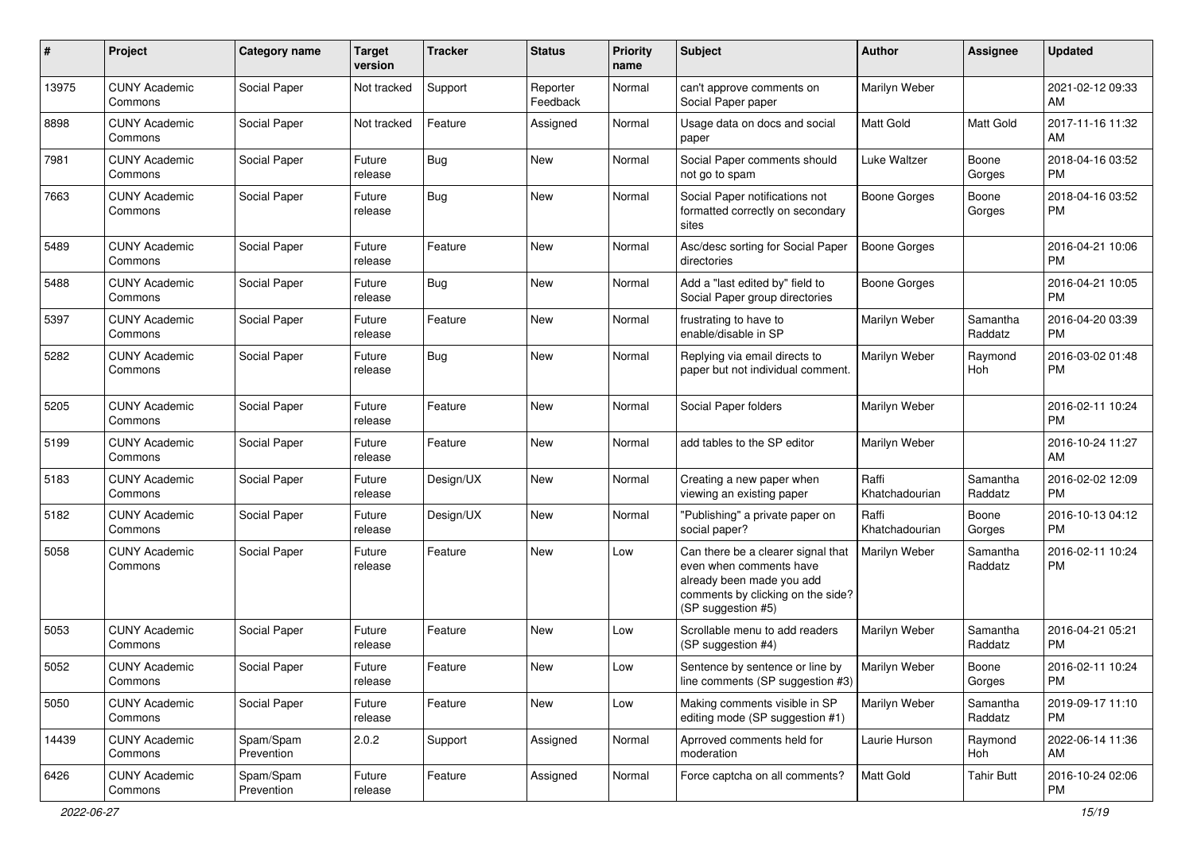| # | Project | Category name | Target version | Tracker | Status | Priority name | Subject | Author | Assignee | Updated |
|---|---|---|---|---|---|---|---|---|---|---|
| 13975 | CUNY Academic Commons | Social Paper | Not tracked | Support | Reporter Feedback | Normal | can't approve comments on Social Paper paper | Marilyn Weber | | 2021-02-12 09:33 AM |
| 8898 | CUNY Academic Commons | Social Paper | Not tracked | Feature | Assigned | Normal | Usage data on docs and social paper | Matt Gold | Matt Gold | 2017-11-16 11:32 AM |
| 7981 | CUNY Academic Commons | Social Paper | Future release | Bug | New | Normal | Social Paper comments should not go to spam | Luke Waltzer | Boone Gorges | 2018-04-16 03:52 PM |
| 7663 | CUNY Academic Commons | Social Paper | Future release | Bug | New | Normal | Social Paper notifications not formatted correctly on secondary sites | Boone Gorges | Boone Gorges | 2018-04-16 03:52 PM |
| 5489 | CUNY Academic Commons | Social Paper | Future release | Feature | New | Normal | Asc/desc sorting for Social Paper directories | Boone Gorges | | 2016-04-21 10:06 PM |
| 5488 | CUNY Academic Commons | Social Paper | Future release | Bug | New | Normal | Add a "last edited by" field to Social Paper group directories | Boone Gorges | | 2016-04-21 10:05 PM |
| 5397 | CUNY Academic Commons | Social Paper | Future release | Feature | New | Normal | frustrating to have to enable/disable in SP | Marilyn Weber | Samantha Raddatz | 2016-04-20 03:39 PM |
| 5282 | CUNY Academic Commons | Social Paper | Future release | Bug | New | Normal | Replying via email directs to paper but not individual comment. | Marilyn Weber | Raymond Hoh | 2016-03-02 01:48 PM |
| 5205 | CUNY Academic Commons | Social Paper | Future release | Feature | New | Normal | Social Paper folders | Marilyn Weber | | 2016-02-11 10:24 PM |
| 5199 | CUNY Academic Commons | Social Paper | Future release | Feature | New | Normal | add tables to the SP editor | Marilyn Weber | | 2016-10-24 11:27 AM |
| 5183 | CUNY Academic Commons | Social Paper | Future release | Design/UX | New | Normal | Creating a new paper when viewing an existing paper | Raffi Khatchadourian | Samantha Raddatz | 2016-02-02 12:09 PM |
| 5182 | CUNY Academic Commons | Social Paper | Future release | Design/UX | New | Normal | "Publishing" a private paper on social paper? | Raffi Khatchadourian | Boone Gorges | 2016-10-13 04:12 PM |
| 5058 | CUNY Academic Commons | Social Paper | Future release | Feature | New | Low | Can there be a clearer signal that even when comments have already been made you add comments by clicking on the side? (SP suggestion #5) | Marilyn Weber | Samantha Raddatz | 2016-02-11 10:24 PM |
| 5053 | CUNY Academic Commons | Social Paper | Future release | Feature | New | Low | Scrollable menu to add readers (SP suggestion #4) | Marilyn Weber | Samantha Raddatz | 2016-04-21 05:21 PM |
| 5052 | CUNY Academic Commons | Social Paper | Future release | Feature | New | Low | Sentence by sentence or line by line comments (SP suggestion #3) | Marilyn Weber | Boone Gorges | 2016-02-11 10:24 PM |
| 5050 | CUNY Academic Commons | Social Paper | Future release | Feature | New | Low | Making comments visible in SP editing mode (SP suggestion #1) | Marilyn Weber | Samantha Raddatz | 2019-09-17 11:10 PM |
| 14439 | CUNY Academic Commons | Spam/Spam Prevention | 2.0.2 | Support | Assigned | Normal | Aprroved comments held for moderation | Laurie Hurson | Raymond Hoh | 2022-06-14 11:36 AM |
| 6426 | CUNY Academic Commons | Spam/Spam Prevention | Future release | Feature | Assigned | Normal | Force captcha on all comments? | Matt Gold | Tahir Butt | 2016-10-24 02:06 PM |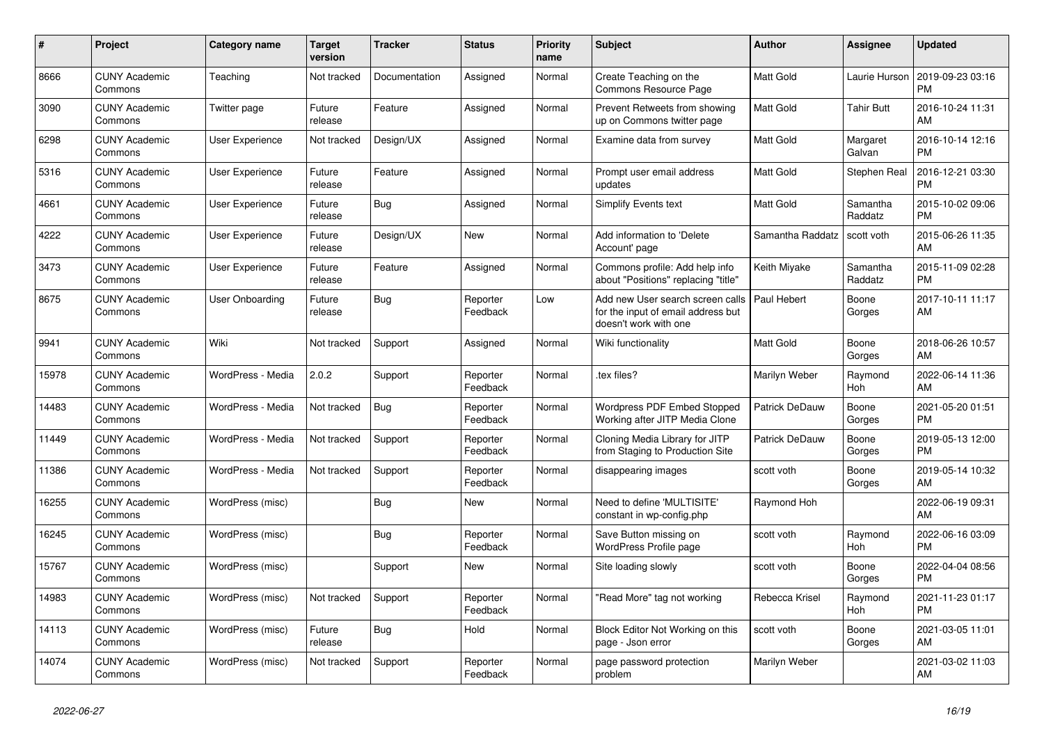| # | Project | Category name | Target version | Tracker | Status | Priority name | Subject | Author | Assignee | Updated |
|---|---|---|---|---|---|---|---|---|---|---|
| 8666 | CUNY Academic Commons | Teaching | Not tracked | Documentation | Assigned | Normal | Create Teaching on the Commons Resource Page | Matt Gold | Laurie Hurson | 2019-09-23 03:16 PM |
| 3090 | CUNY Academic Commons | Twitter page | Future release | Feature | Assigned | Normal | Prevent Retweets from showing up on Commons twitter page | Matt Gold | Tahir Butt | 2016-10-24 11:31 AM |
| 6298 | CUNY Academic Commons | User Experience | Not tracked | Design/UX | Assigned | Normal | Examine data from survey | Matt Gold | Margaret Galvan | 2016-10-14 12:16 PM |
| 5316 | CUNY Academic Commons | User Experience | Future release | Feature | Assigned | Normal | Prompt user email address updates | Matt Gold | Stephen Real | 2016-12-21 03:30 PM |
| 4661 | CUNY Academic Commons | User Experience | Future release | Bug | Assigned | Normal | Simplify Events text | Matt Gold | Samantha Raddatz | 2015-10-02 09:06 PM |
| 4222 | CUNY Academic Commons | User Experience | Future release | Design/UX | New | Normal | Add information to 'Delete Account' page | Samantha Raddatz | scott voth | 2015-06-26 11:35 AM |
| 3473 | CUNY Academic Commons | User Experience | Future release | Feature | Assigned | Normal | Commons profile: Add help info about "Positions" replacing "title" | Keith Miyake | Samantha Raddatz | 2015-11-09 02:28 PM |
| 8675 | CUNY Academic Commons | User Onboarding | Future release | Bug | Reporter Feedback | Low | Add new User search screen calls for the input of email address but doesn't work with one | Paul Hebert | Boone Gorges | 2017-10-11 11:17 AM |
| 9941 | CUNY Academic Commons | Wiki | Not tracked | Support | Assigned | Normal | Wiki functionality | Matt Gold | Boone Gorges | 2018-06-26 10:57 AM |
| 15978 | CUNY Academic Commons | WordPress - Media | 2.0.2 | Support | Reporter Feedback | Normal | .tex files? | Marilyn Weber | Raymond Hoh | 2022-06-14 11:36 AM |
| 14483 | CUNY Academic Commons | WordPress - Media | Not tracked | Bug | Reporter Feedback | Normal | Wordpress PDF Embed Stopped Working after JITP Media Clone | Patrick DeDauw | Boone Gorges | 2021-05-20 01:51 PM |
| 11449 | CUNY Academic Commons | WordPress - Media | Not tracked | Support | Reporter Feedback | Normal | Cloning Media Library for JITP from Staging to Production Site | Patrick DeDauw | Boone Gorges | 2019-05-13 12:00 PM |
| 11386 | CUNY Academic Commons | WordPress - Media | Not tracked | Support | Reporter Feedback | Normal | disappearing images | scott voth | Boone Gorges | 2019-05-14 10:32 AM |
| 16255 | CUNY Academic Commons | WordPress (misc) | | Bug | New | Normal | Need to define 'MULTISITE' constant in wp-config.php | Raymond Hoh | | 2022-06-19 09:31 AM |
| 16245 | CUNY Academic Commons | WordPress (misc) | | Bug | Reporter Feedback | Normal | Save Button missing on WordPress Profile page | scott voth | Raymond Hoh | 2022-06-16 03:09 PM |
| 15767 | CUNY Academic Commons | WordPress (misc) | | Support | New | Normal | Site loading slowly | scott voth | Boone Gorges | 2022-04-04 08:56 PM |
| 14983 | CUNY Academic Commons | WordPress (misc) | Not tracked | Support | Reporter Feedback | Normal | "Read More" tag not working | Rebecca Krisel | Raymond Hoh | 2021-11-23 01:17 PM |
| 14113 | CUNY Academic Commons | WordPress (misc) | Future release | Bug | Hold | Normal | Block Editor Not Working on this page - Json error | scott voth | Boone Gorges | 2021-03-05 11:01 AM |
| 14074 | CUNY Academic Commons | WordPress (misc) | Not tracked | Support | Reporter Feedback | Normal | page password protection problem | Marilyn Weber | | 2021-03-02 11:03 AM |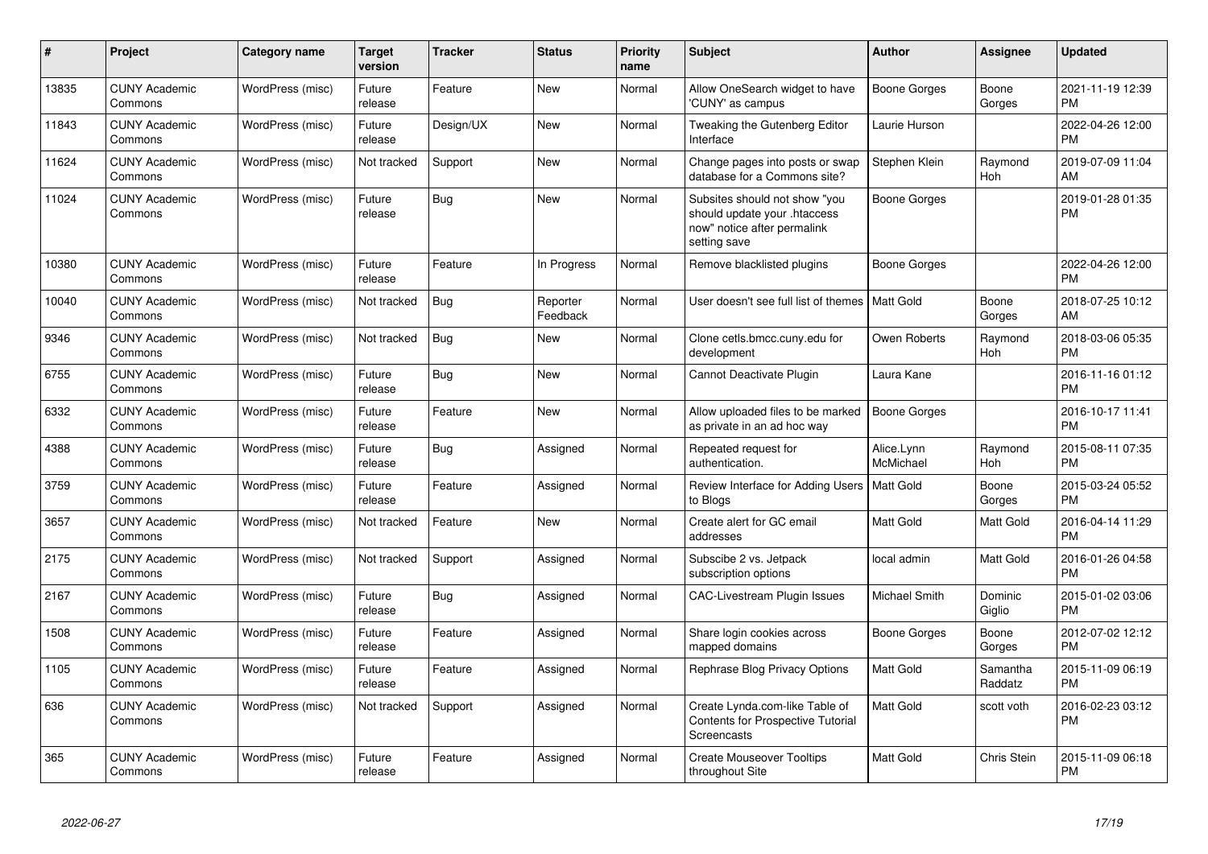| # | Project | Category name | Target version | Tracker | Status | Priority name | Subject | Author | Assignee | Updated |
|---|---|---|---|---|---|---|---|---|---|---|
| 13835 | CUNY Academic Commons | WordPress (misc) | Future release | Feature | New | Normal | Allow OneSearch widget to have 'CUNY' as campus | Boone Gorges | Boone Gorges | 2021-11-19 12:39 PM |
| 11843 | CUNY Academic Commons | WordPress (misc) | Future release | Design/UX | New | Normal | Tweaking the Gutenberg Editor Interface | Laurie Hurson | | 2022-04-26 12:00 PM |
| 11624 | CUNY Academic Commons | WordPress (misc) | Not tracked | Support | New | Normal | Change pages into posts or swap database for a Commons site? | Stephen Klein | Raymond Hoh | 2019-07-09 11:04 AM |
| 11024 | CUNY Academic Commons | WordPress (misc) | Future release | Bug | New | Normal | Subsites should not show "you should update your .htaccess now" notice after permalink setting save | Boone Gorges | | 2019-01-28 01:35 PM |
| 10380 | CUNY Academic Commons | WordPress (misc) | Future release | Feature | In Progress | Normal | Remove blacklisted plugins | Boone Gorges | | 2022-04-26 12:00 PM |
| 10040 | CUNY Academic Commons | WordPress (misc) | Not tracked | Bug | Reporter Feedback | Normal | User doesn't see full list of themes | Matt Gold | Boone Gorges | 2018-07-25 10:12 AM |
| 9346 | CUNY Academic Commons | WordPress (misc) | Not tracked | Bug | New | Normal | Clone cetls.bmcc.cuny.edu for development | Owen Roberts | Raymond Hoh | 2018-03-06 05:35 PM |
| 6755 | CUNY Academic Commons | WordPress (misc) | Future release | Bug | New | Normal | Cannot Deactivate Plugin | Laura Kane | | 2016-11-16 01:12 PM |
| 6332 | CUNY Academic Commons | WordPress (misc) | Future release | Feature | New | Normal | Allow uploaded files to be marked as private in an ad hoc way | Boone Gorges | | 2016-10-17 11:41 PM |
| 4388 | CUNY Academic Commons | WordPress (misc) | Future release | Bug | Assigned | Normal | Repeated request for authentication. | Alice.Lynn McMichael | Raymond Hoh | 2015-08-11 07:35 PM |
| 3759 | CUNY Academic Commons | WordPress (misc) | Future release | Feature | Assigned | Normal | Review Interface for Adding Users to Blogs | Matt Gold | Boone Gorges | 2015-03-24 05:52 PM |
| 3657 | CUNY Academic Commons | WordPress (misc) | Not tracked | Feature | New | Normal | Create alert for GC email addresses | Matt Gold | Matt Gold | 2016-04-14 11:29 PM |
| 2175 | CUNY Academic Commons | WordPress (misc) | Not tracked | Support | Assigned | Normal | Subscibe 2 vs. Jetpack subscription options | local admin | Matt Gold | 2016-01-26 04:58 PM |
| 2167 | CUNY Academic Commons | WordPress (misc) | Future release | Bug | Assigned | Normal | CAC-Livestream Plugin Issues | Michael Smith | Dominic Giglio | 2015-01-02 03:06 PM |
| 1508 | CUNY Academic Commons | WordPress (misc) | Future release | Feature | Assigned | Normal | Share login cookies across mapped domains | Boone Gorges | Boone Gorges | 2012-07-02 12:12 PM |
| 1105 | CUNY Academic Commons | WordPress (misc) | Future release | Feature | Assigned | Normal | Rephrase Blog Privacy Options | Matt Gold | Samantha Raddatz | 2015-11-09 06:19 PM |
| 636 | CUNY Academic Commons | WordPress (misc) | Not tracked | Support | Assigned | Normal | Create Lynda.com-like Table of Contents for Prospective Tutorial Screencasts | Matt Gold | scott voth | 2016-02-23 03:12 PM |
| 365 | CUNY Academic Commons | WordPress (misc) | Future release | Feature | Assigned | Normal | Create Mouseover Tooltips throughout Site | Matt Gold | Chris Stein | 2015-11-09 06:18 PM |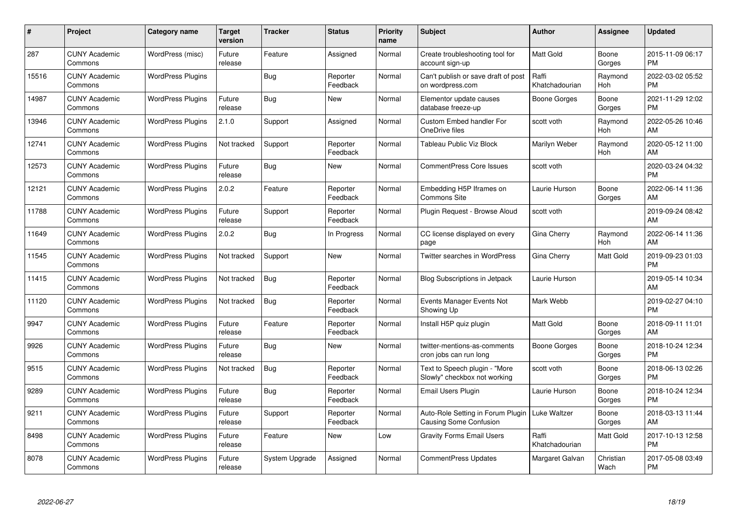| # | Project | Category name | Target version | Tracker | Status | Priority name | Subject | Author | Assignee | Updated |
|---|---|---|---|---|---|---|---|---|---|---|
| 287 | CUNY Academic Commons | WordPress (misc) | Future release | Feature | Assigned | Normal | Create troubleshooting tool for account sign-up | Matt Gold | Boone Gorges | 2015-11-09 06:17 PM |
| 15516 | CUNY Academic Commons | WordPress Plugins | | Bug | Reporter Feedback | Normal | Can't publish or save draft of post on wordpress.com | Raffi Khatchadourian | Raymond Hoh | 2022-03-02 05:52 PM |
| 14987 | CUNY Academic Commons | WordPress Plugins | Future release | Bug | New | Normal | Elementor update causes database freeze-up | Boone Gorges | Boone Gorges | 2021-11-29 12:02 PM |
| 13946 | CUNY Academic Commons | WordPress Plugins | 2.1.0 | Support | Assigned | Normal | Custom Embed handler For OneDrive files | scott voth | Raymond Hoh | 2022-05-26 10:46 AM |
| 12741 | CUNY Academic Commons | WordPress Plugins | Not tracked | Support | Reporter Feedback | Normal | Tableau Public Viz Block | Marilyn Weber | Raymond Hoh | 2020-05-12 11:00 AM |
| 12573 | CUNY Academic Commons | WordPress Plugins | Future release | Bug | New | Normal | CommentPress Core Issues | scott voth | | 2020-03-24 04:32 PM |
| 12121 | CUNY Academic Commons | WordPress Plugins | 2.0.2 | Feature | Reporter Feedback | Normal | Embedding H5P Iframes on Commons Site | Laurie Hurson | Boone Gorges | 2022-06-14 11:36 AM |
| 11788 | CUNY Academic Commons | WordPress Plugins | Future release | Support | Reporter Feedback | Normal | Plugin Request - Browse Aloud | scott voth | | 2019-09-24 08:42 AM |
| 11649 | CUNY Academic Commons | WordPress Plugins | 2.0.2 | Bug | In Progress | Normal | CC license displayed on every page | Gina Cherry | Raymond Hoh | 2022-06-14 11:36 AM |
| 11545 | CUNY Academic Commons | WordPress Plugins | Not tracked | Support | New | Normal | Twitter searches in WordPress | Gina Cherry | Matt Gold | 2019-09-23 01:03 PM |
| 11415 | CUNY Academic Commons | WordPress Plugins | Not tracked | Bug | Reporter Feedback | Normal | Blog Subscriptions in Jetpack | Laurie Hurson | | 2019-05-14 10:34 AM |
| 11120 | CUNY Academic Commons | WordPress Plugins | Not tracked | Bug | Reporter Feedback | Normal | Events Manager Events Not Showing Up | Mark Webb | | 2019-02-27 04:10 PM |
| 9947 | CUNY Academic Commons | WordPress Plugins | Future release | Feature | Reporter Feedback | Normal | Install H5P quiz plugin | Matt Gold | Boone Gorges | 2018-09-11 11:01 AM |
| 9926 | CUNY Academic Commons | WordPress Plugins | Future release | Bug | New | Normal | twitter-mentions-as-comments cron jobs can run long | Boone Gorges | Boone Gorges | 2018-10-24 12:34 PM |
| 9515 | CUNY Academic Commons | WordPress Plugins | Not tracked | Bug | Reporter Feedback | Normal | Text to Speech plugin - "More Slowly" checkbox not working | scott voth | Boone Gorges | 2018-06-13 02:26 PM |
| 9289 | CUNY Academic Commons | WordPress Plugins | Future release | Bug | Reporter Feedback | Normal | Email Users Plugin | Laurie Hurson | Boone Gorges | 2018-10-24 12:34 PM |
| 9211 | CUNY Academic Commons | WordPress Plugins | Future release | Support | Reporter Feedback | Normal | Auto-Role Setting in Forum Plugin Causing Some Confusion | Luke Waltzer | Boone Gorges | 2018-03-13 11:44 AM |
| 8498 | CUNY Academic Commons | WordPress Plugins | Future release | Feature | New | Low | Gravity Forms Email Users | Raffi Khatchadourian | Matt Gold | 2017-10-13 12:58 PM |
| 8078 | CUNY Academic Commons | WordPress Plugins | Future release | System Upgrade | Assigned | Normal | CommentPress Updates | Margaret Galvan | Christian Wach | 2017-05-08 03:49 PM |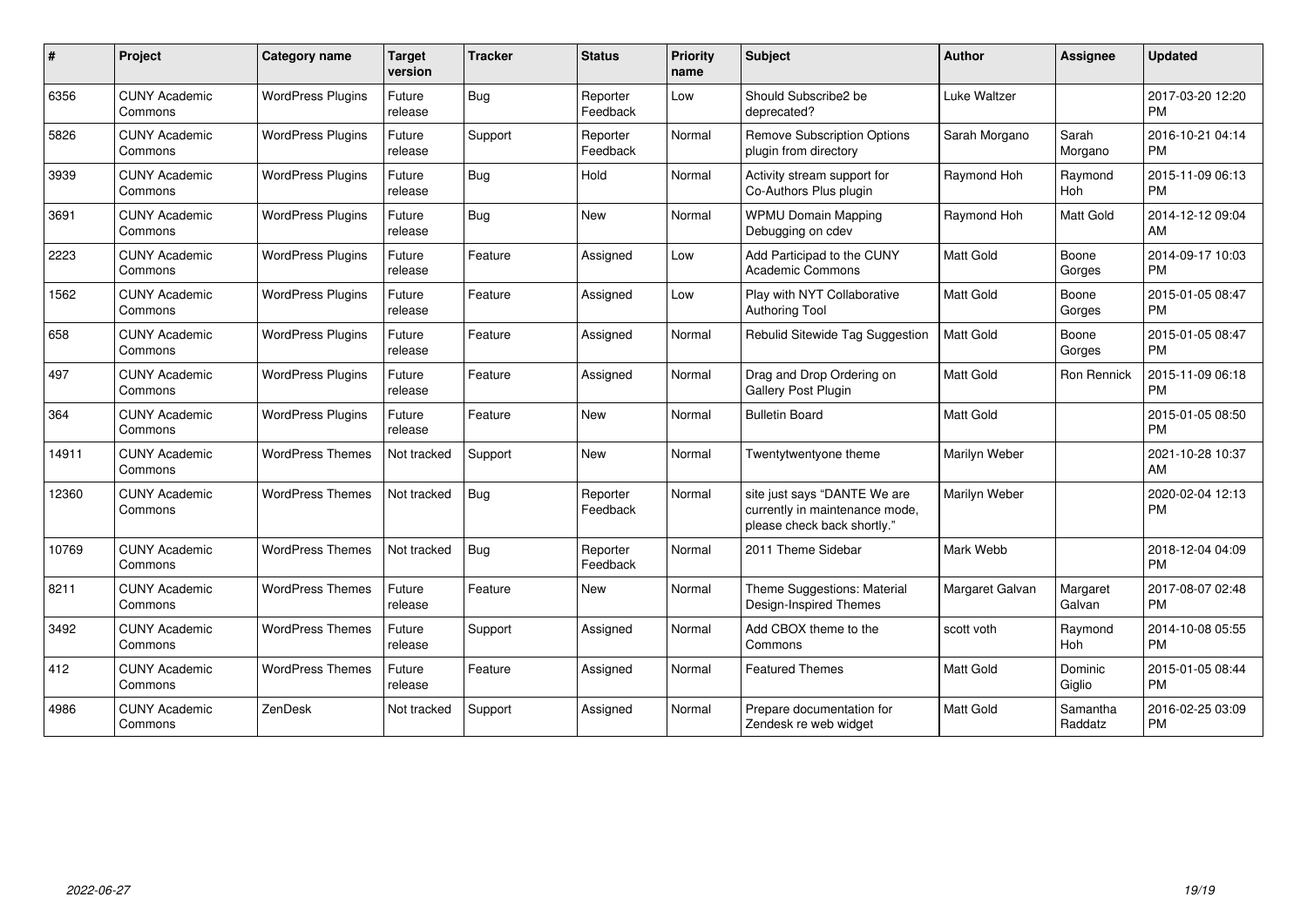| # | Project | Category name | Target version | Tracker | Status | Priority name | Subject | Author | Assignee | Updated |
|---|---|---|---|---|---|---|---|---|---|---|
| 6356 | CUNY Academic Commons | WordPress Plugins | Future release | Bug | Reporter Feedback | Low | Should Subscribe2 be deprecated? | Luke Waltzer | | 2017-03-20 12:20 PM |
| 5826 | CUNY Academic Commons | WordPress Plugins | Future release | Support | Reporter Feedback | Normal | Remove Subscription Options plugin from directory | Sarah Morgano | Sarah Morgano | 2016-10-21 04:14 PM |
| 3939 | CUNY Academic Commons | WordPress Plugins | Future release | Bug | Hold | Normal | Activity stream support for Co-Authors Plus plugin | Raymond Hoh | Raymond Hoh | 2015-11-09 06:13 PM |
| 3691 | CUNY Academic Commons | WordPress Plugins | Future release | Bug | New | Normal | WPMU Domain Mapping Debugging on cdev | Raymond Hoh | Matt Gold | 2014-12-12 09:04 AM |
| 2223 | CUNY Academic Commons | WordPress Plugins | Future release | Feature | Assigned | Low | Add Participad to the CUNY Academic Commons | Matt Gold | Boone Gorges | 2014-09-17 10:03 PM |
| 1562 | CUNY Academic Commons | WordPress Plugins | Future release | Feature | Assigned | Low | Play with NYT Collaborative Authoring Tool | Matt Gold | Boone Gorges | 2015-01-05 08:47 PM |
| 658 | CUNY Academic Commons | WordPress Plugins | Future release | Feature | Assigned | Normal | Rebulid Sitewide Tag Suggestion | Matt Gold | Boone Gorges | 2015-01-05 08:47 PM |
| 497 | CUNY Academic Commons | WordPress Plugins | Future release | Feature | Assigned | Normal | Drag and Drop Ordering on Gallery Post Plugin | Matt Gold | Ron Rennick | 2015-11-09 06:18 PM |
| 364 | CUNY Academic Commons | WordPress Plugins | Future release | Feature | New | Normal | Bulletin Board | Matt Gold | | 2015-01-05 08:50 PM |
| 14911 | CUNY Academic Commons | WordPress Themes | Not tracked | Support | New | Normal | Twentytwentyone theme | Marilyn Weber | | 2021-10-28 10:37 AM |
| 12360 | CUNY Academic Commons | WordPress Themes | Not tracked | Bug | Reporter Feedback | Normal | site just says "DANTE We are currently in maintenance mode, please check back shortly." | Marilyn Weber | | 2020-02-04 12:13 PM |
| 10769 | CUNY Academic Commons | WordPress Themes | Not tracked | Bug | Reporter Feedback | Normal | 2011 Theme Sidebar | Mark Webb | | 2018-12-04 04:09 PM |
| 8211 | CUNY Academic Commons | WordPress Themes | Future release | Feature | New | Normal | Theme Suggestions: Material Design-Inspired Themes | Margaret Galvan | Margaret Galvan | 2017-08-07 02:48 PM |
| 3492 | CUNY Academic Commons | WordPress Themes | Future release | Support | Assigned | Normal | Add CBOX theme to the Commons | scott voth | Raymond Hoh | 2014-10-08 05:55 PM |
| 412 | CUNY Academic Commons | WordPress Themes | Future release | Feature | Assigned | Normal | Featured Themes | Matt Gold | Dominic Giglio | 2015-01-05 08:44 PM |
| 4986 | CUNY Academic Commons | ZenDesk | Not tracked | Support | Assigned | Normal | Prepare documentation for Zendesk re web widget | Matt Gold | Samantha Raddatz | 2016-02-25 03:09 PM |